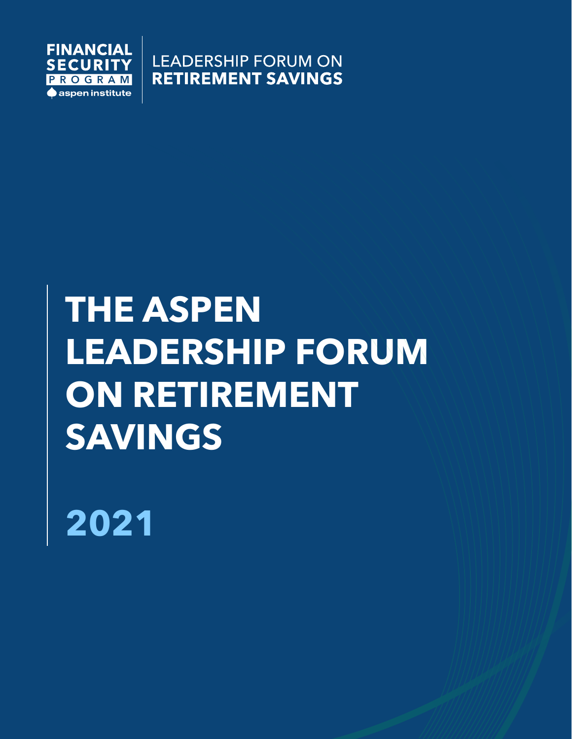FINANCIAL SECURITY PROGRAM

aspen institute

LEADERSHIP FORUM ON **RETIREMENT SAVINGS**

# THE ASPEN LEADERSHIP FORUM ON RETIREMENT SAVINGS

## 2021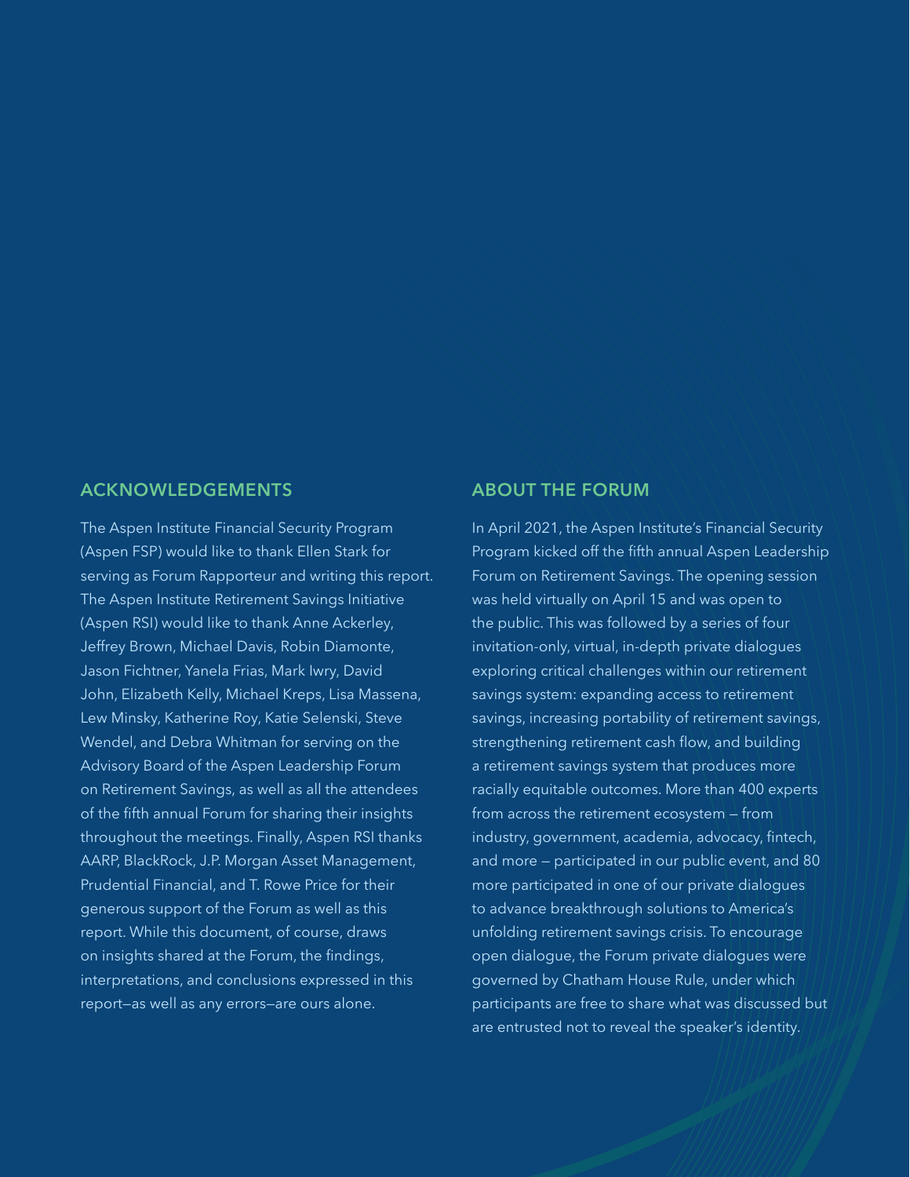## ACKNOWLEDGEMENTS

The Aspen Institute Financial Security Program (Aspen FSP) would like to thank Ellen Stark for serving as Forum Rapporteur and writing this report. The Aspen Institute Retirement Savings Initiative (Aspen RSI) would like to thank Anne Ackerley, Jeffrey Brown, Michael Davis, Robin Diamonte, Jason Fichtner, Yanela Frias, Mark Iwry, David John, Elizabeth Kelly, Michael Kreps, Lisa Massena, Lew Minsky, Katherine Roy, Katie Selenski, Steve Wendel, and Debra Whitman for serving on the Advisory Board of the Aspen Leadership Forum on Retirement Savings, as well as all the attendees of the fifth annual Forum for sharing their insights throughout the meetings. Finally, Aspen RSI thanks AARP, BlackRock, J.P. Morgan Asset Management, Prudential Financial, and T. Rowe Price for their generous support of the Forum as well as this report. While this document, of course, draws on insights shared at the Forum, the findings, interpretations, and conclusions expressed in this report—as well as any errors—are ours alone.

## ABOUT THE FORUM

In April 2021, the Aspen Institute's Financial Security Program kicked off the fifth annual Aspen Leadership Forum on Retirement Savings. The opening session was held virtually on April 15 and was open to the public. This was followed by a series of four invitation-only, virtual, in-depth private dialogues exploring critical challenges within our retirement savings system: expanding access to retirement savings, increasing portability of retirement savings, strengthening retirement cash flow, and building a retirement savings system that produces more racially equitable outcomes. More than 400 experts from across the retirement ecosystem — from industry, government, academia, advocacy, fintech, and more — participated in our public event, and 80 more participated in one of our private dialogues to advance breakthrough solutions to America's unfolding retirement savings crisis. To encourage open dialogue, the Forum private dialogues were governed by Chatham House Rule, under which participants are free to share what was discussed but are entrusted not to reveal the speaker's identity.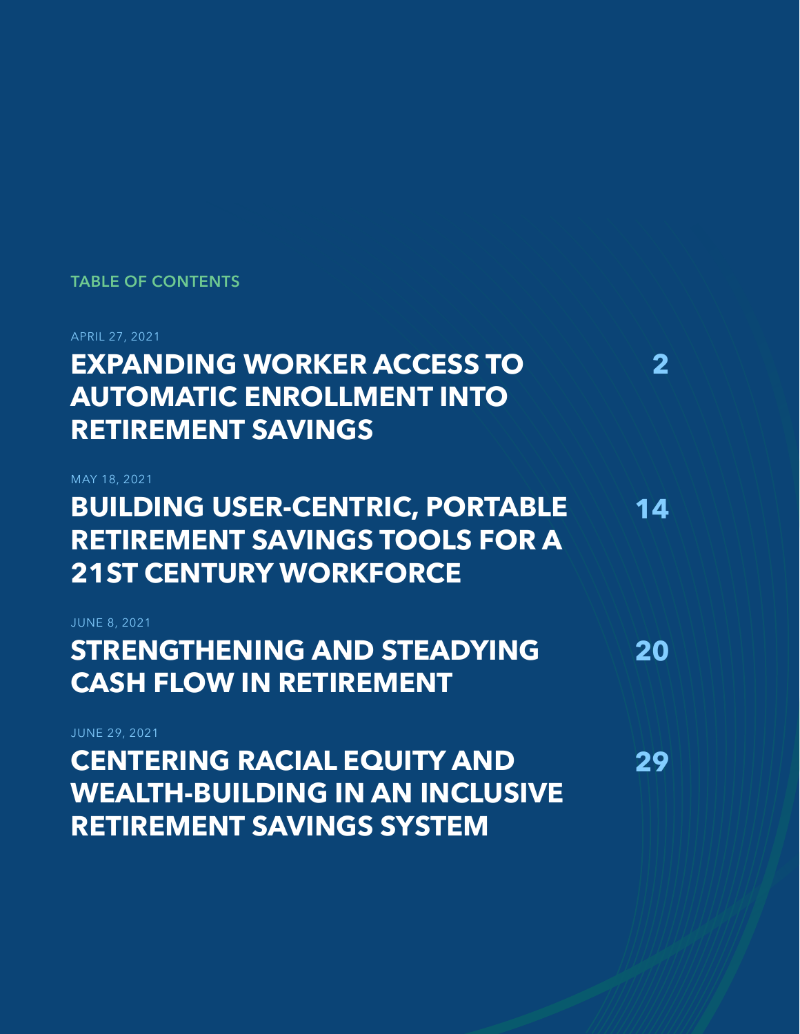## TABLE OF CONTENTS

APRIL 27, 2021

**EXPANDING WORKER ACCESS TO AUTOMATIC ENROLLMENT INTO RETIREMENT SAVINGS** — 2

MAY 18, 2021

**BUILDING USER-CENTRIC, PORTABLE RETIREMENT SAVINGS TOOLS FOR A 21ST CENTURY WORKFORCE** — 14

JUNE 8, 2021

**STRENGTHENING AND STEADYING CASH FLOW IN RETIREMENT** — 20

JUNE 29, 2021

**CENTERING RACIAL EQUITY AND WEALTH-BUILDING IN AN INCLUSIVE RETIREMENT SAVINGS SYSTEM** — 29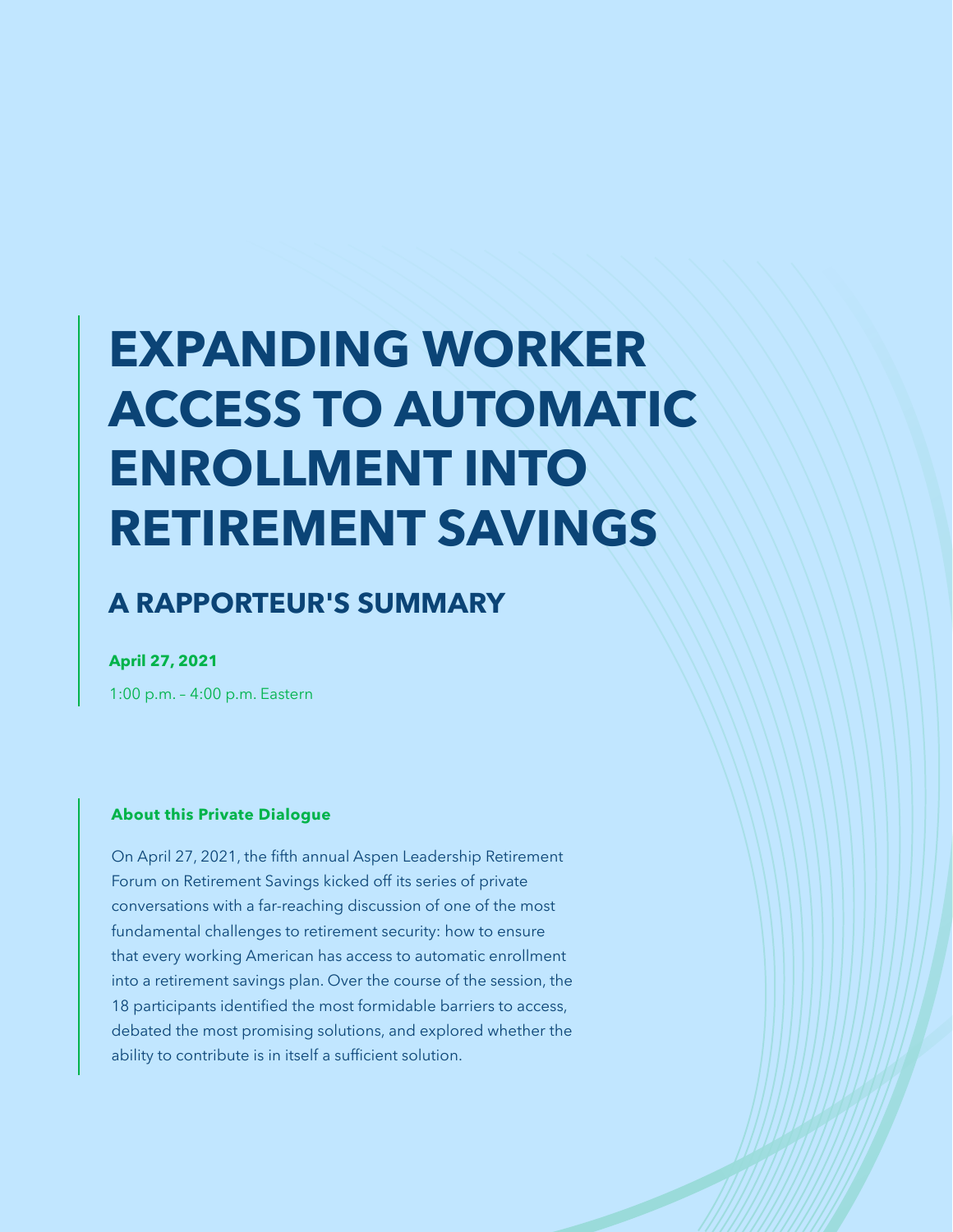# EXPANDING WORKER ACCESS TO AUTOMATIC ENROLLMENT INTO RETIREMENT SAVINGS

## A RAPPORTEUR'S SUMMARY

**April 27, 2021**

1:00 p.m. – 4:00 p.m. Eastern

**About this Private Dialogue**

On April 27, 2021, the fifth annual Aspen Leadership Retirement Forum on Retirement Savings kicked off its series of private conversations with a far-reaching discussion of one of the most fundamental challenges to retirement security: how to ensure that every working American has access to automatic enrollment into a retirement savings plan. Over the course of the session, the 18 participants identified the most formidable barriers to access, debated the most promising solutions, and explored whether the ability to contribute is in itself a sufficient solution.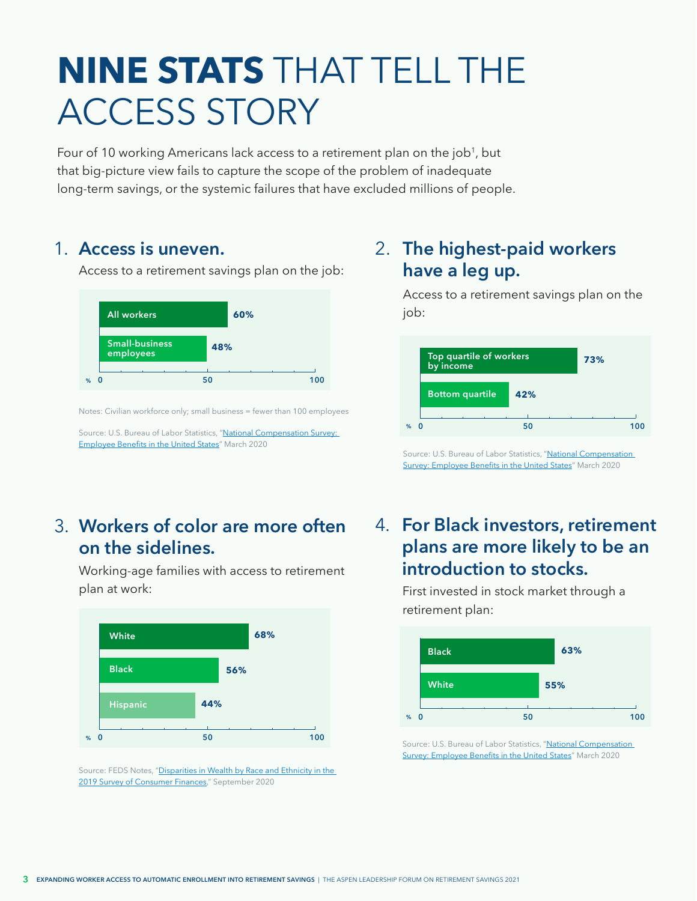# NINE STATS THAT TELL THE ACCESS STORY

Four of 10 working Americans lack access to a retirement plan on the job[1], but that big-picture view fails to capture the scope of the problem of inadequate long-term savings, or the systemic failures that have excluded millions of people.

## 1. Access is uneven.

Access to a retirement savings plan on the job:

| | % |
|---|---|
| All workers | 60% |
| Small-business employees | 48% |

Notes: Civilian workforce only; small business = fewer than 100 employees

Source: U.S. Bureau of Labor Statistics, "National Compensation Survey: Employee Benefits in the United States" March 2020

## 2. The highest-paid workers have a leg up.

Access to a retirement savings plan on the job:

| | % |
|---|---|
| Top quartile of workers by income | 73% |
| Bottom quartile | 42% |

Source: U.S. Bureau of Labor Statistics, "National Compensation Survey: Employee Benefits in the United States" March 2020

## 3. Workers of color are more often on the sidelines.

Working-age families with access to retirement plan at work:

| | % |
|---|---|
| White | 68% |
| Black | 56% |
| Hispanic | 44% |

Source: FEDS Notes, "Disparities in Wealth by Race and Ethnicity in the 2019 Survey of Consumer Finances," September 2020

## 4. For Black investors, retirement plans are more likely to be an introduction to stocks.

First invested in stock market through a retirement plan:

| | % |
|---|---|
| Black | 63% |
| White | 55% |

Source: U.S. Bureau of Labor Statistics, "National Compensation Survey: Employee Benefits in the United States" March 2020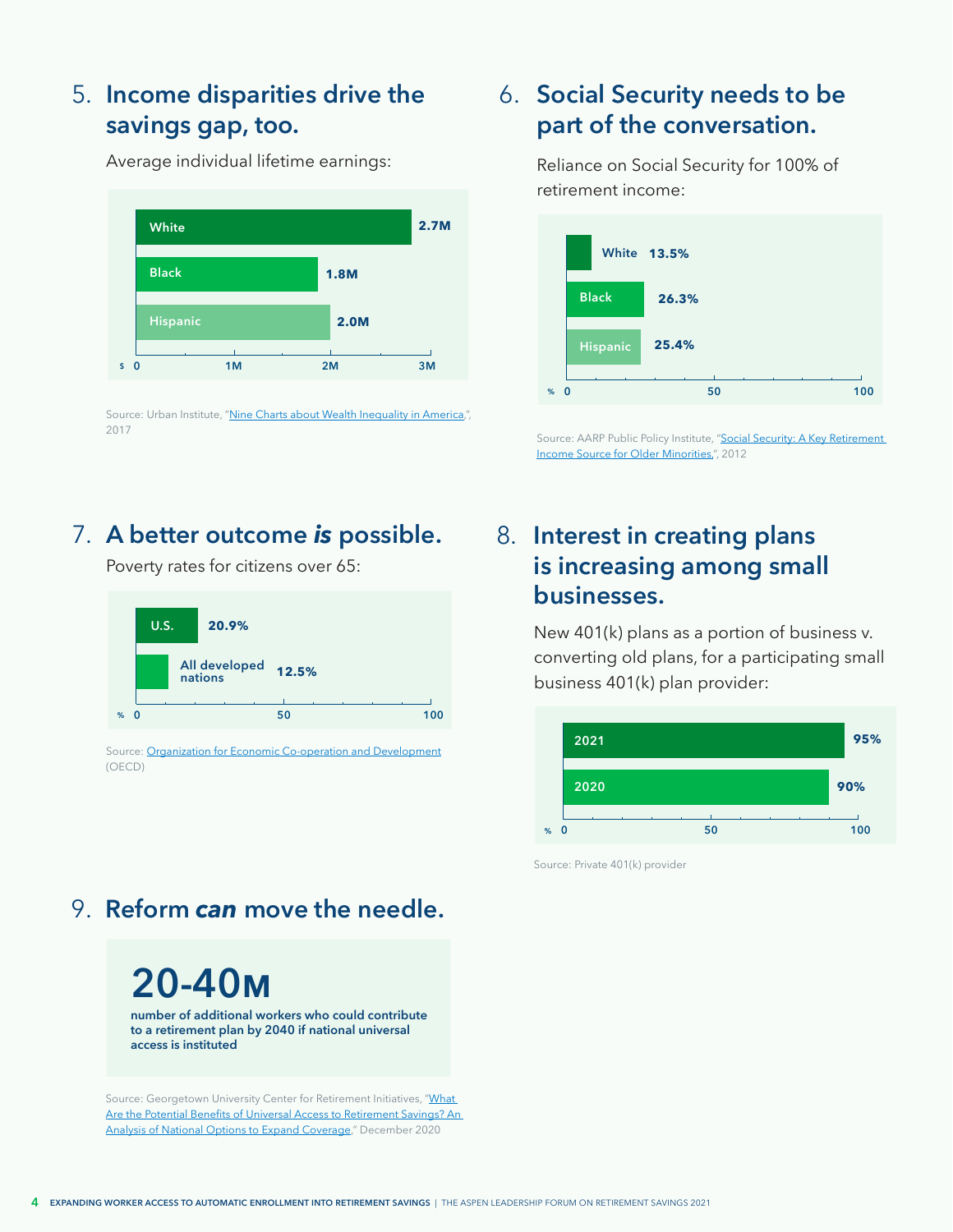## 5. Income disparities drive the savings gap, too.

Average individual lifetime earnings:

| | Earnings ($) |
|---|---|
| White | 2.7M |
| Black | 1.8M |
| Hispanic | 2.0M |

Source: Urban Institute, "Nine Charts about Wealth Inequality in America," 2017

## 6. Social Security needs to be part of the conversation.

Reliance on Social Security for 100% of retirement income:

| | % |
|---|---|
| White | 13.5% |
| Black | 26.3% |
| Hispanic | 25.4% |

Source: AARP Public Policy Institute, "Social Security: A Key Retirement Income Source for Older Minorities," 2012

## 7. A better outcome *is* possible.

Poverty rates for citizens over 65:

| | % |
|---|---|
| U.S. | 20.9% |
| All developed nations | 12.5% |

Source: Organization for Economic Co-operation and Development (OECD)

## 8. Interest in creating plans is increasing among small businesses.

New 401(k) plans as a portion of business v. converting old plans, for a participating small business 401(k) plan provider:

| | % |
|---|---|
| 2021 | 95% |
| 2020 | 90% |

Source: Private 401(k) provider

## 9. Reform *can* move the needle.

**20-40M**

**number of additional workers who could contribute to a retirement plan by 2040 if national universal access is instituted**

Source: Georgetown University Center for Retirement Initiatives, "What Are the Potential Benefits of Universal Access to Retirement Savings? An Analysis of National Options to Expand Coverage," December 2020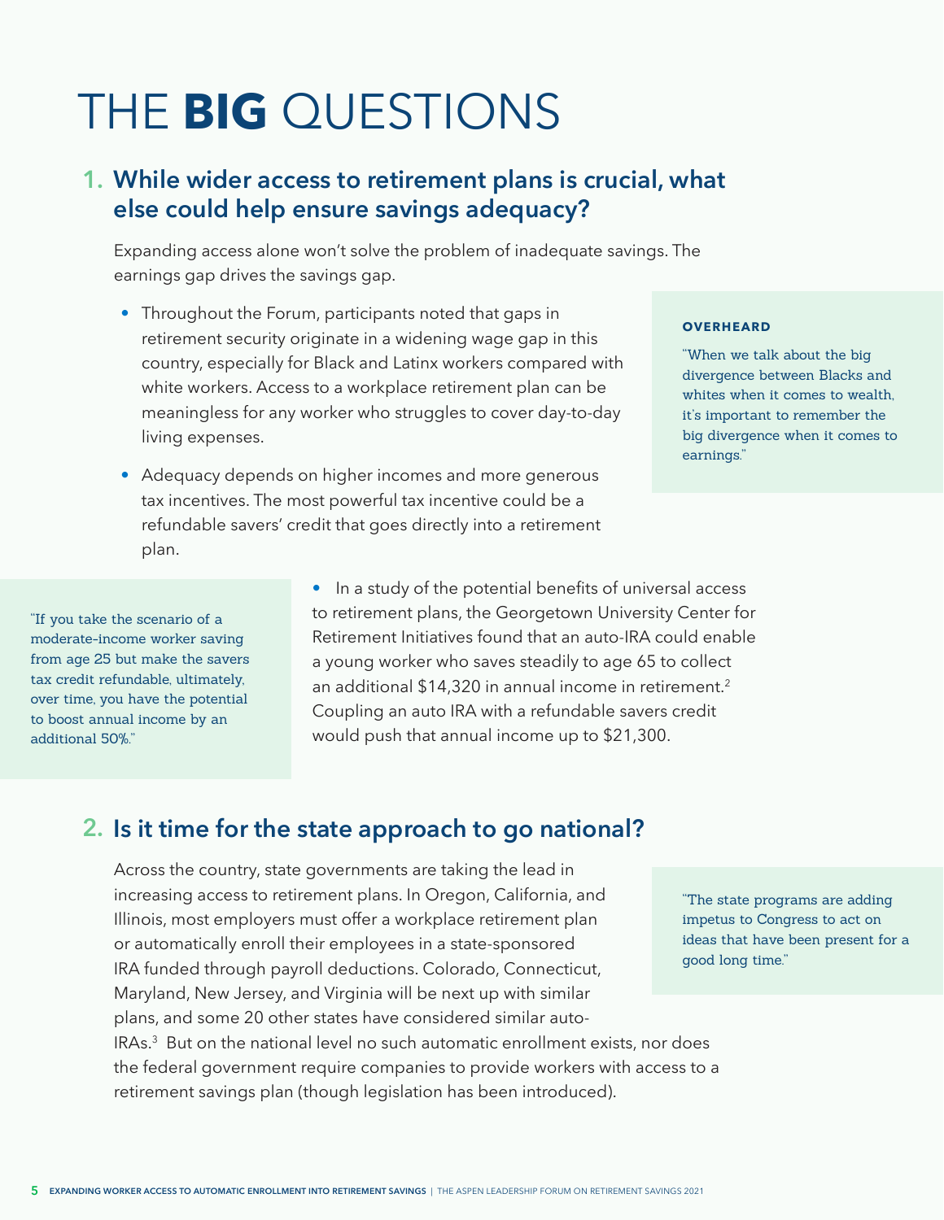# THE **BIG** QUESTIONS

## 1. While wider access to retirement plans is crucial, what else could help ensure savings adequacy?

Expanding access alone won't solve the problem of inadequate savings. The earnings gap drives the savings gap.

- Throughout the Forum, participants noted that gaps in retirement security originate in a widening wage gap in this country, especially for Black and Latinx workers compared with white workers. Access to a workplace retirement plan can be meaningless for any worker who struggles to cover day-to-day living expenses.

- Adequacy depends on higher incomes and more generous tax incentives. The most powerful tax incentive could be a refundable savers' credit that goes directly into a retirement plan.

- In a study of the potential benefits of universal access to retirement plans, the Georgetown University Center for Retirement Initiatives found that an auto-IRA could enable a young worker who saves steadily to age 65 to collect an additional $14,320 in annual income in retirement.[2] Coupling an auto IRA with a refundable savers credit would push that annual income up to $21,300.

**OVERHEARD**

"When we talk about the big divergence between Blacks and whites when it comes to wealth, it's important to remember the big divergence when it comes to earnings."

"If you take the scenario of a moderate-income worker saving from age 25 but make the savers tax credit refundable, ultimately, over time, you have the potential to boost annual income by an additional 50%."

## 2. Is it time for the state approach to go national?

Across the country, state governments are taking the lead in increasing access to retirement plans. In Oregon, California, and Illinois, most employers must offer a workplace retirement plan or automatically enroll their employees in a state-sponsored IRA funded through payroll deductions. Colorado, Connecticut, Maryland, New Jersey, and Virginia will be next up with similar plans, and some 20 other states have considered similar auto-IRAs.[3] But on the national level no such automatic enrollment exists, nor does the federal government require companies to provide workers with access to a retirement savings plan (though legislation has been introduced).

"The state programs are adding impetus to Congress to act on ideas that have been present for a good long time."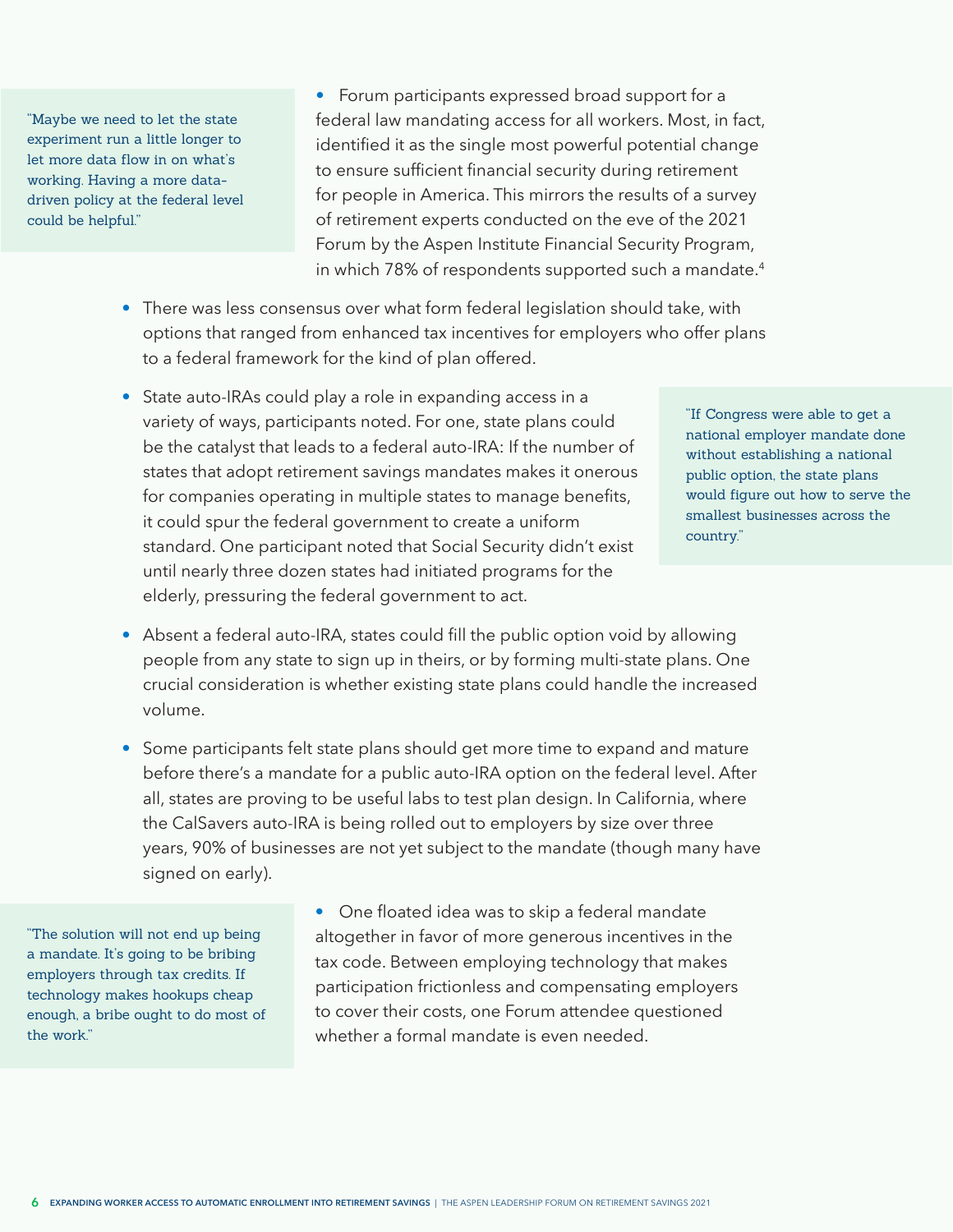> "Maybe we need to let the state experiment run a little longer to let more data flow in on what's working. Having a more data-driven policy at the federal level could be helpful."

- Forum participants expressed broad support for a federal law mandating access for all workers. Most, in fact, identified it as the single most powerful potential change to ensure sufficient financial security during retirement for people in America. This mirrors the results of a survey of retirement experts conducted on the eve of the 2021 Forum by the Aspen Institute Financial Security Program, in which 78% of respondents supported such a mandate.[4]
- There was less consensus over what form federal legislation should take, with options that ranged from enhanced tax incentives for employers who offer plans to a federal framework for the kind of plan offered.
- State auto-IRAs could play a role in expanding access in a variety of ways, participants noted. For one, state plans could be the catalyst that leads to a federal auto-IRA: If the number of states that adopt retirement savings mandates makes it onerous for companies operating in multiple states to manage benefits, it could spur the federal government to create a uniform standard. One participant noted that Social Security didn't exist until nearly three dozen states had initiated programs for the elderly, pressuring the federal government to act.

> "If Congress were able to get a national employer mandate done without establishing a national public option, the state plans would figure out how to serve the smallest businesses across the country."

- Absent a federal auto-IRA, states could fill the public option void by allowing people from any state to sign up in theirs, or by forming multi-state plans. One crucial consideration is whether existing state plans could handle the increased volume.
- Some participants felt state plans should get more time to expand and mature before there's a mandate for a public auto-IRA option on the federal level. After all, states are proving to be useful labs to test plan design. In California, where the CalSavers auto-IRA is being rolled out to employers by size over three years, 90% of businesses are not yet subject to the mandate (though many have signed on early).

> "The solution will not end up being a mandate. It's going to be bribing employers through tax credits. If technology makes hookups cheap enough, a bribe ought to do most of the work."

- One floated idea was to skip a federal mandate altogether in favor of more generous incentives in the tax code. Between employing technology that makes participation frictionless and compensating employers to cover their costs, one Forum attendee questioned whether a formal mandate is even needed.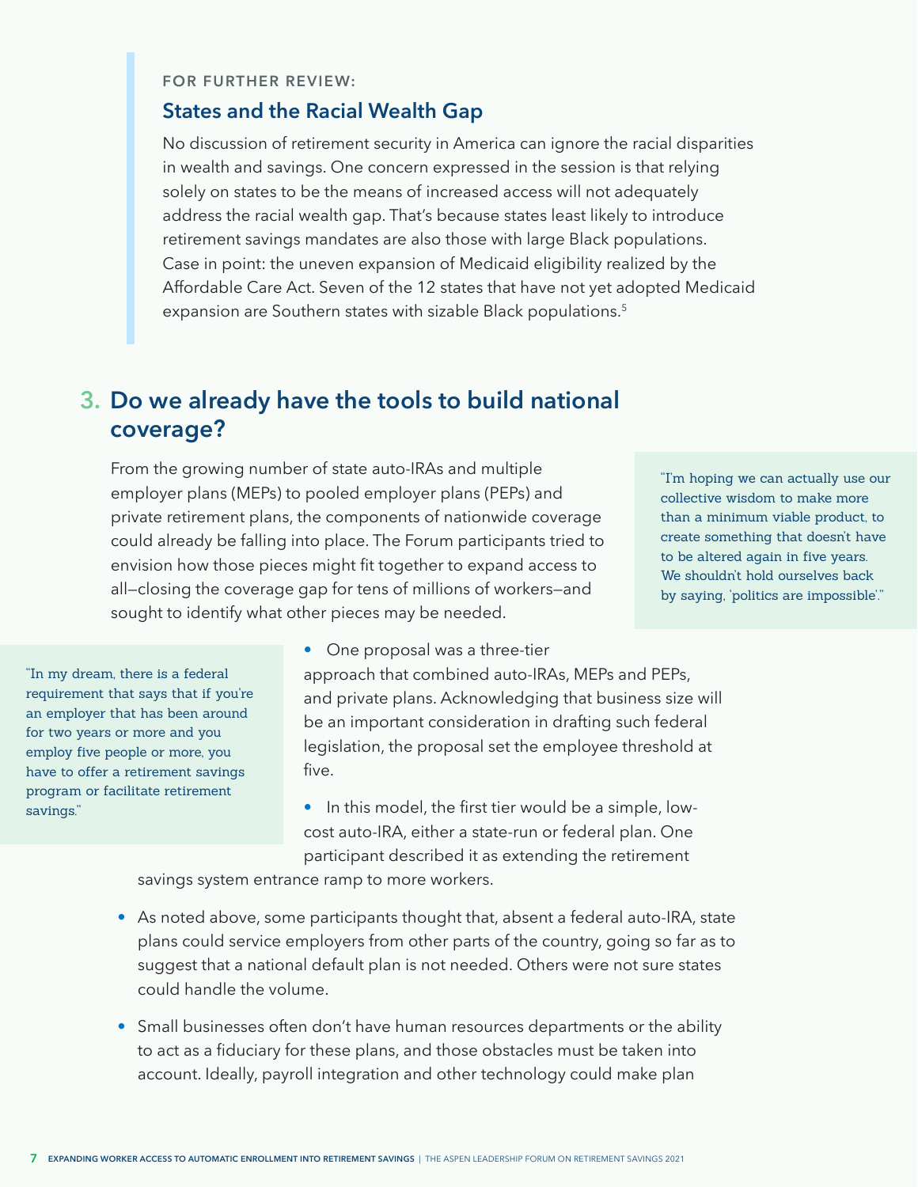FOR FURTHER REVIEW:

### States and the Racial Wealth Gap

No discussion of retirement security in America can ignore the racial disparities in wealth and savings. One concern expressed in the session is that relying solely on states to be the means of increased access will not adequately address the racial wealth gap. That's because states least likely to introduce retirement savings mandates are also those with large Black populations. Case in point: the uneven expansion of Medicaid eligibility realized by the Affordable Care Act. Seven of the 12 states that have not yet adopted Medicaid expansion are Southern states with sizable Black populations.[5]

## 3. Do we already have the tools to build national coverage?

From the growing number of state auto-IRAs and multiple employer plans (MEPs) to pooled employer plans (PEPs) and private retirement plans, the components of nationwide coverage could already be falling into place. The Forum participants tried to envision how those pieces might fit together to expand access to all—closing the coverage gap for tens of millions of workers—and sought to identify what other pieces may be needed.

> "I'm hoping we can actually use our collective wisdom to make more than a minimum viable product, to create something that doesn't have to be altered again in five years. We shouldn't hold ourselves back by saying, 'politics are impossible'."

> "In my dream, there is a federal requirement that says that if you're an employer that has been around for two years or more and you employ five people or more, you have to offer a retirement savings program or facilitate retirement savings."

- One proposal was a three-tier approach that combined auto-IRAs, MEPs and PEPs, and private plans. Acknowledging that business size will be an important consideration in drafting such federal legislation, the proposal set the employee threshold at five.
- In this model, the first tier would be a simple, low-cost auto-IRA, either a state-run or federal plan. One participant described it as extending the retirement savings system entrance ramp to more workers.
- As noted above, some participants thought that, absent a federal auto-IRA, state plans could service employers from other parts of the country, going so far as to suggest that a national default plan is not needed. Others were not sure states could handle the volume.
- Small businesses often don't have human resources departments or the ability to act as a fiduciary for these plans, and those obstacles must be taken into account. Ideally, payroll integration and other technology could make plan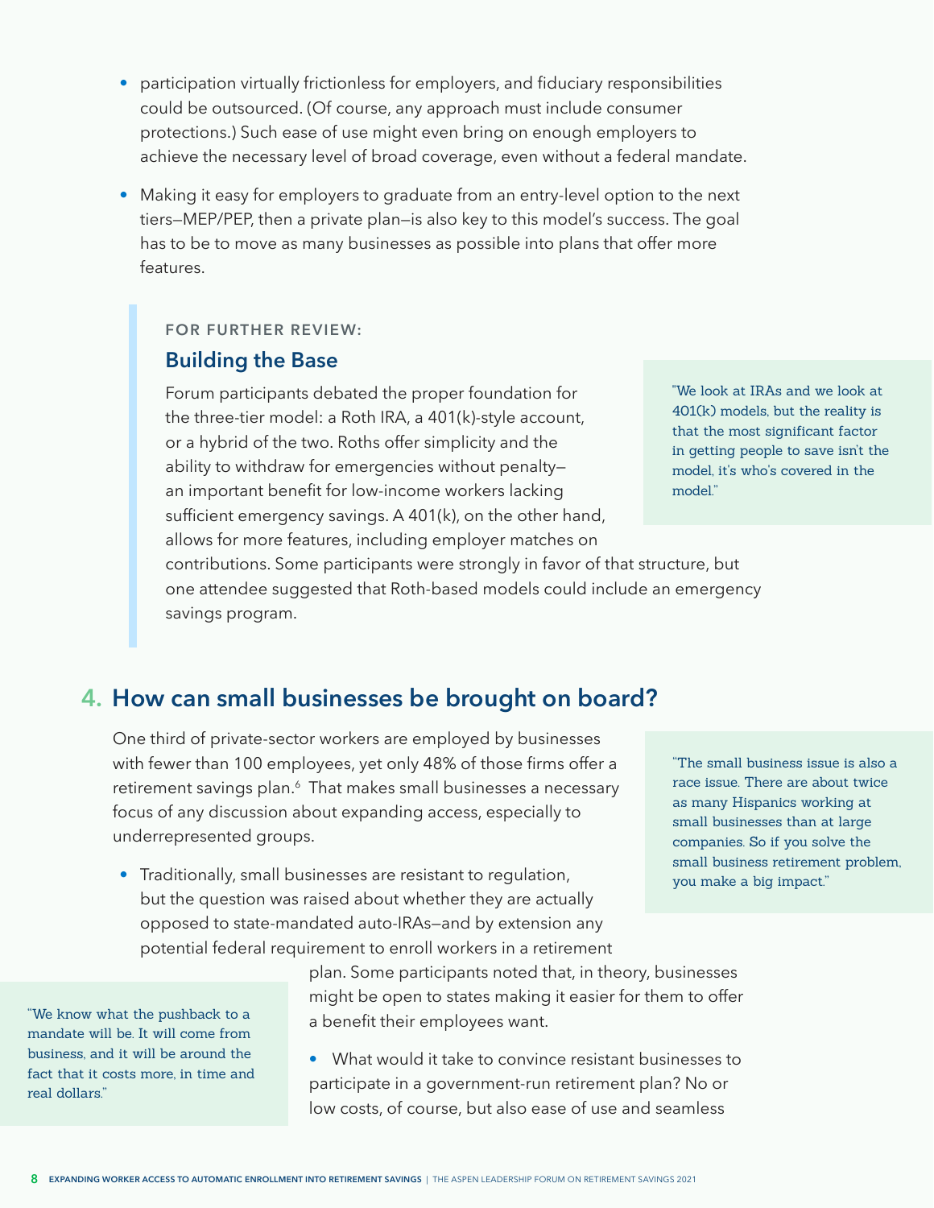- participation virtually frictionless for employers, and fiduciary responsibilities could be outsourced. (Of course, any approach must include consumer protections.) Such ease of use might even bring on enough employers to achieve the necessary level of broad coverage, even without a federal mandate.

- Making it easy for employers to graduate from an entry-level option to the next tiers—MEP/PEP, then a private plan—is also key to this model's success. The goal has to be to move as many businesses as possible into plans that offer more features.

> FOR FURTHER REVIEW:
>
> ### Building the Base
>
> Forum participants debated the proper foundation for the three-tier model: a Roth IRA, a 401(k)-style account, or a hybrid of the two. Roths offer simplicity and the ability to withdraw for emergencies without penalty—an important benefit for low-income workers lacking sufficient emergency savings. A 401(k), on the other hand, allows for more features, including employer matches on contributions. Some participants were strongly in favor of that structure, but one attendee suggested that Roth-based models could include an emergency savings program.

"We look at IRAs and we look at 401(k) models, but the reality is that the most significant factor in getting people to save isn't the model, it's who's covered in the model."

## 4. How can small businesses be brought on board?

One third of private-sector workers are employed by businesses with fewer than 100 employees, yet only 48% of those firms offer a retirement savings plan.[6] That makes small businesses a necessary focus of any discussion about expanding access, especially to underrepresented groups.

"The small business issue is also a race issue. There are about twice as many Hispanics working at small businesses than at large companies. So if you solve the small business retirement problem, you make a big impact."

- Traditionally, small businesses are resistant to regulation, but the question was raised about whether they are actually opposed to state-mandated auto-IRAs—and by extension any potential federal requirement to enroll workers in a retirement plan. Some participants noted that, in theory, businesses might be open to states making it easier for them to offer a benefit their employees want.

- What would it take to convince resistant businesses to participate in a government-run retirement plan? No or low costs, of course, but also ease of use and seamless

"We know what the pushback to a mandate will be. It will come from business, and it will be around the fact that it costs more, in time and real dollars."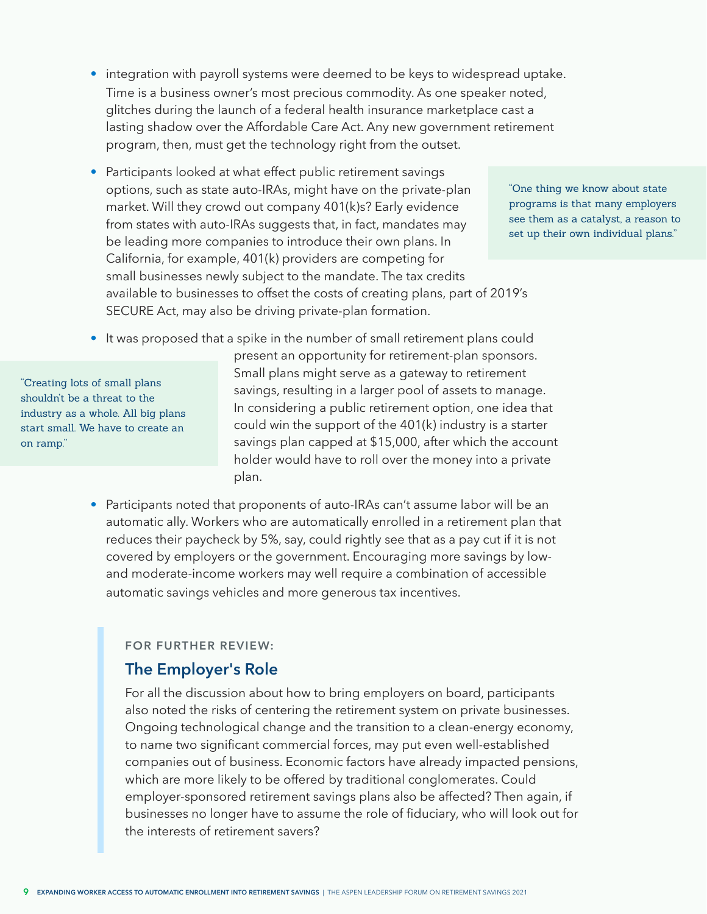- integration with payroll systems were deemed to be keys to widespread uptake. Time is a business owner's most precious commodity. As one speaker noted, glitches during the launch of a federal health insurance marketplace cast a lasting shadow over the Affordable Care Act. Any new government retirement program, then, must get the technology right from the outset.

- Participants looked at what effect public retirement savings options, such as state auto-IRAs, might have on the private-plan market. Will they crowd out company 401(k)s? Early evidence from states with auto-IRAs suggests that, in fact, mandates may be leading more companies to introduce their own plans. In California, for example, 401(k) providers are competing for small businesses newly subject to the mandate. The tax credits available to businesses to offset the costs of creating plans, part of 2019's SECURE Act, may also be driving private-plan formation.

> "One thing we know about state programs is that many employers see them as a catalyst, a reason to set up their own individual plans."

- It was proposed that a spike in the number of small retirement plans could present an opportunity for retirement-plan sponsors. Small plans might serve as a gateway to retirement savings, resulting in a larger pool of assets to manage. In considering a public retirement option, one idea that could win the support of the 401(k) industry is a starter savings plan capped at $15,000, after which the account holder would have to roll over the money into a private plan.

> "Creating lots of small plans shouldn't be a threat to the industry as a whole. All big plans start small. We have to create an on ramp."

- Participants noted that proponents of auto-IRAs can't assume labor will be an automatic ally. Workers who are automatically enrolled in a retirement plan that reduces their paycheck by 5%, say, could rightly see that as a pay cut if it is not covered by employers or the government. Encouraging more savings by low- and moderate-income workers may well require a combination of accessible automatic savings vehicles and more generous tax incentives.

FOR FURTHER REVIEW:

### The Employer's Role

For all the discussion about how to bring employers on board, participants also noted the risks of centering the retirement system on private businesses. Ongoing technological change and the transition to a clean-energy economy, to name two significant commercial forces, may put even well-established companies out of business. Economic factors have already impacted pensions, which are more likely to be offered by traditional conglomerates. Could employer-sponsored retirement savings plans also be affected? Then again, if businesses no longer have to assume the role of fiduciary, who will look out for the interests of retirement savers?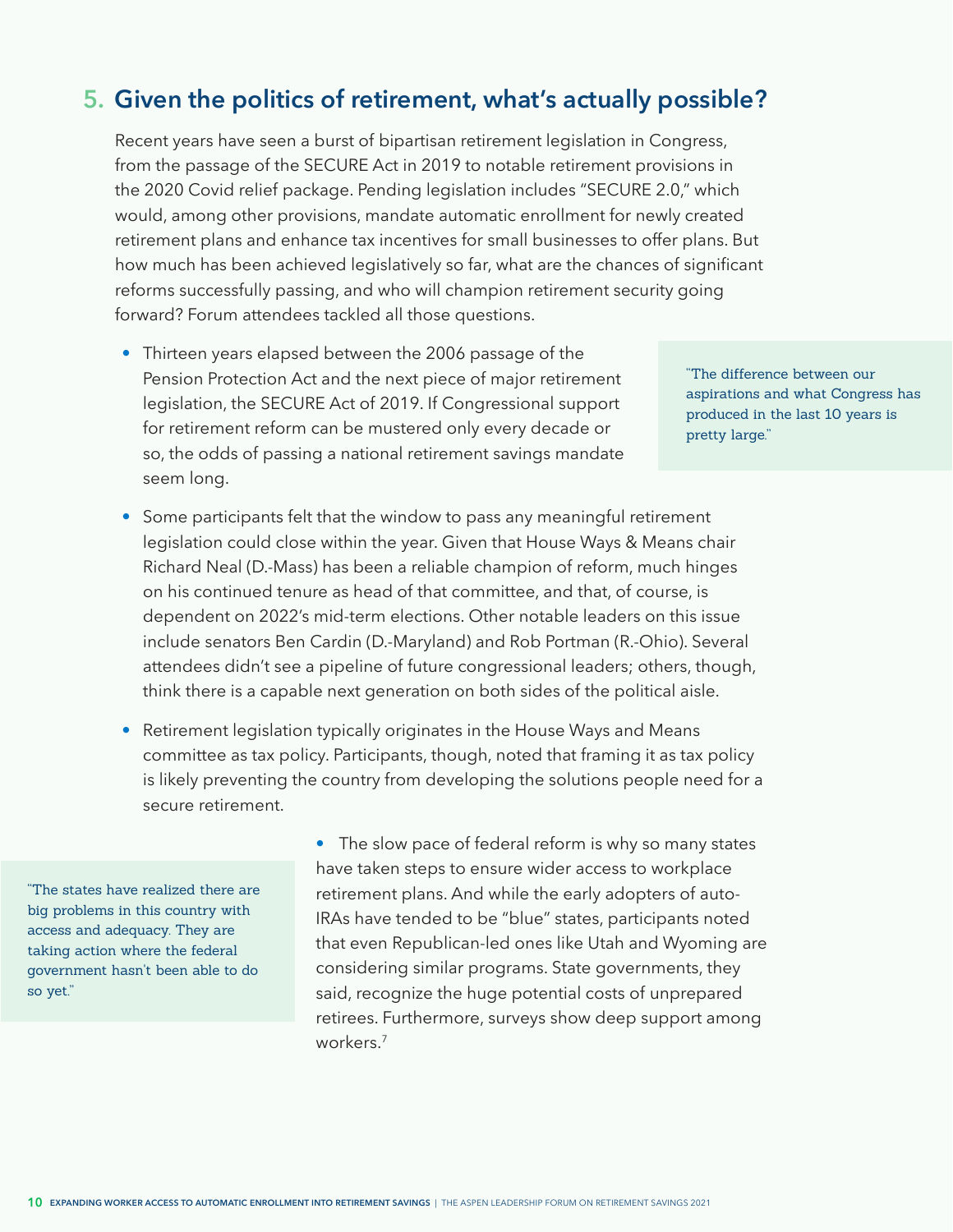## 5. Given the politics of retirement, what's actually possible?

Recent years have seen a burst of bipartisan retirement legislation in Congress, from the passage of the SECURE Act in 2019 to notable retirement provisions in the 2020 Covid relief package. Pending legislation includes "SECURE 2.0," which would, among other provisions, mandate automatic enrollment for newly created retirement plans and enhance tax incentives for small businesses to offer plans. But how much has been achieved legislatively so far, what are the chances of significant reforms successfully passing, and who will champion retirement security going forward? Forum attendees tackled all those questions.

- Thirteen years elapsed between the 2006 passage of the Pension Protection Act and the next piece of major retirement legislation, the SECURE Act of 2019. If Congressional support for retirement reform can be mustered only every decade or so, the odds of passing a national retirement savings mandate seem long.

> "The difference between our aspirations and what Congress has produced in the last 10 years is pretty large."

- Some participants felt that the window to pass any meaningful retirement legislation could close within the year. Given that House Ways & Means chair Richard Neal (D.-Mass) has been a reliable champion of reform, much hinges on his continued tenure as head of that committee, and that, of course, is dependent on 2022's mid-term elections. Other notable leaders on this issue include senators Ben Cardin (D.-Maryland) and Rob Portman (R.-Ohio). Several attendees didn't see a pipeline of future congressional leaders; others, though, think there is a capable next generation on both sides of the political aisle.

- Retirement legislation typically originates in the House Ways and Means committee as tax policy. Participants, though, noted that framing it as tax policy is likely preventing the country from developing the solutions people need for a secure retirement.

> "The states have realized there are big problems in this country with access and adequacy. They are taking action where the federal government hasn't been able to do so yet."

- The slow pace of federal reform is why so many states have taken steps to ensure wider access to workplace retirement plans. And while the early adopters of auto-IRAs have tended to be "blue" states, participants noted that even Republican-led ones like Utah and Wyoming are considering similar programs. State governments, they said, recognize the huge potential costs of unprepared retirees. Furthermore, surveys show deep support among workers.[7]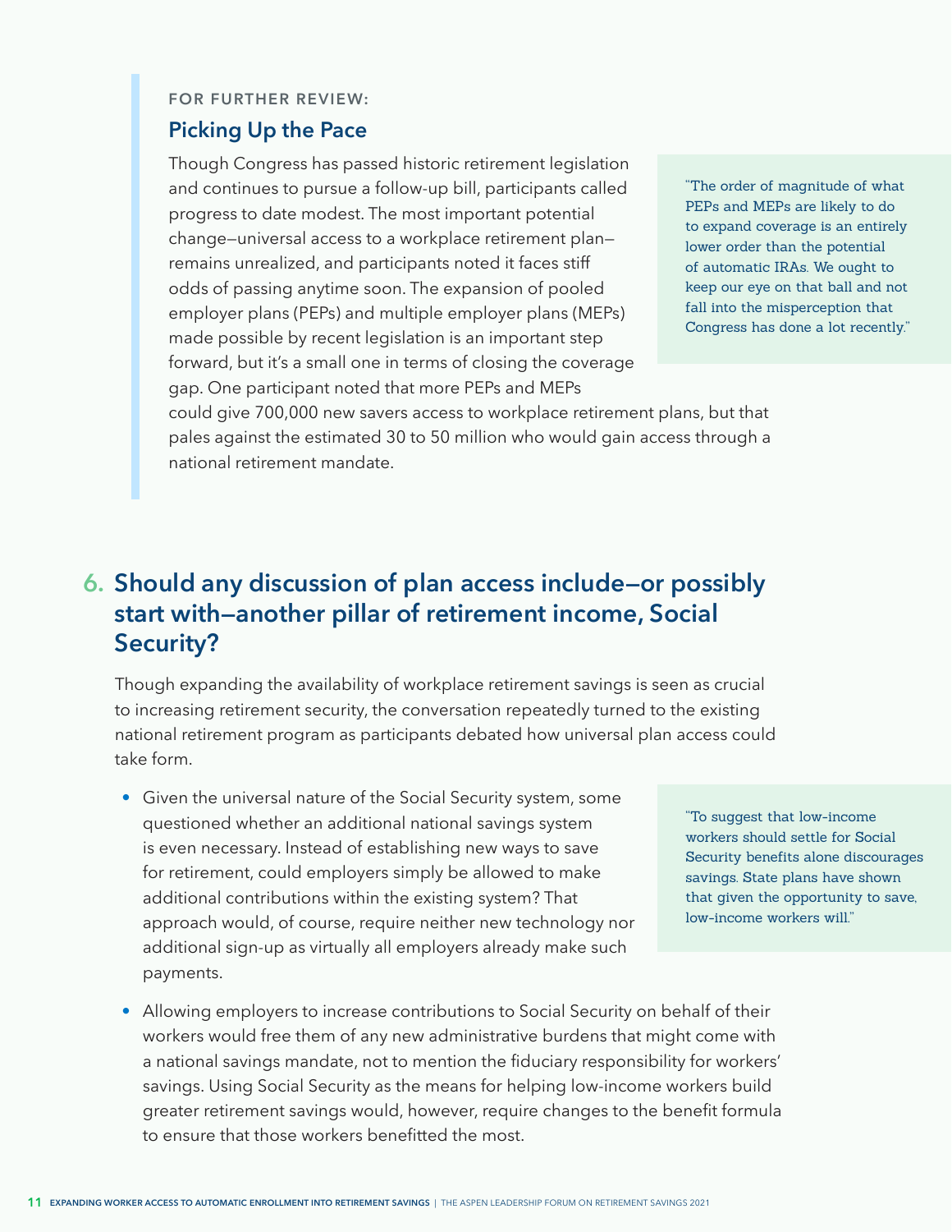FOR FURTHER REVIEW:

### Picking Up the Pace

Though Congress has passed historic retirement legislation and continues to pursue a follow-up bill, participants called progress to date modest. The most important potential change—universal access to a workplace retirement plan—remains unrealized, and participants noted it faces stiff odds of passing anytime soon. The expansion of pooled employer plans (PEPs) and multiple employer plans (MEPs) made possible by recent legislation is an important step forward, but it's a small one in terms of closing the coverage gap. One participant noted that more PEPs and MEPs could give 700,000 new savers access to workplace retirement plans, but that pales against the estimated 30 to 50 million who would gain access through a national retirement mandate.

> "The order of magnitude of what PEPs and MEPs are likely to do to expand coverage is an entirely lower order than the potential of automatic IRAs. We ought to keep our eye on that ball and not fall into the misperception that Congress has done a lot recently."

## 6. Should any discussion of plan access include—or possibly start with—another pillar of retirement income, Social Security?

Though expanding the availability of workplace retirement savings is seen as crucial to increasing retirement security, the conversation repeatedly turned to the existing national retirement program as participants debated how universal plan access could take form.

- Given the universal nature of the Social Security system, some questioned whether an additional national savings system is even necessary. Instead of establishing new ways to save for retirement, could employers simply be allowed to make additional contributions within the existing system? That approach would, of course, require neither new technology nor additional sign-up as virtually all employers already make such payments.
- Allowing employers to increase contributions to Social Security on behalf of their workers would free them of any new administrative burdens that might come with a national savings mandate, not to mention the fiduciary responsibility for workers' savings. Using Social Security as the means for helping low-income workers build greater retirement savings would, however, require changes to the benefit formula to ensure that those workers benefitted the most.

> "To suggest that low-income workers should settle for Social Security benefits alone discourages savings. State plans have shown that given the opportunity to save, low-income workers will."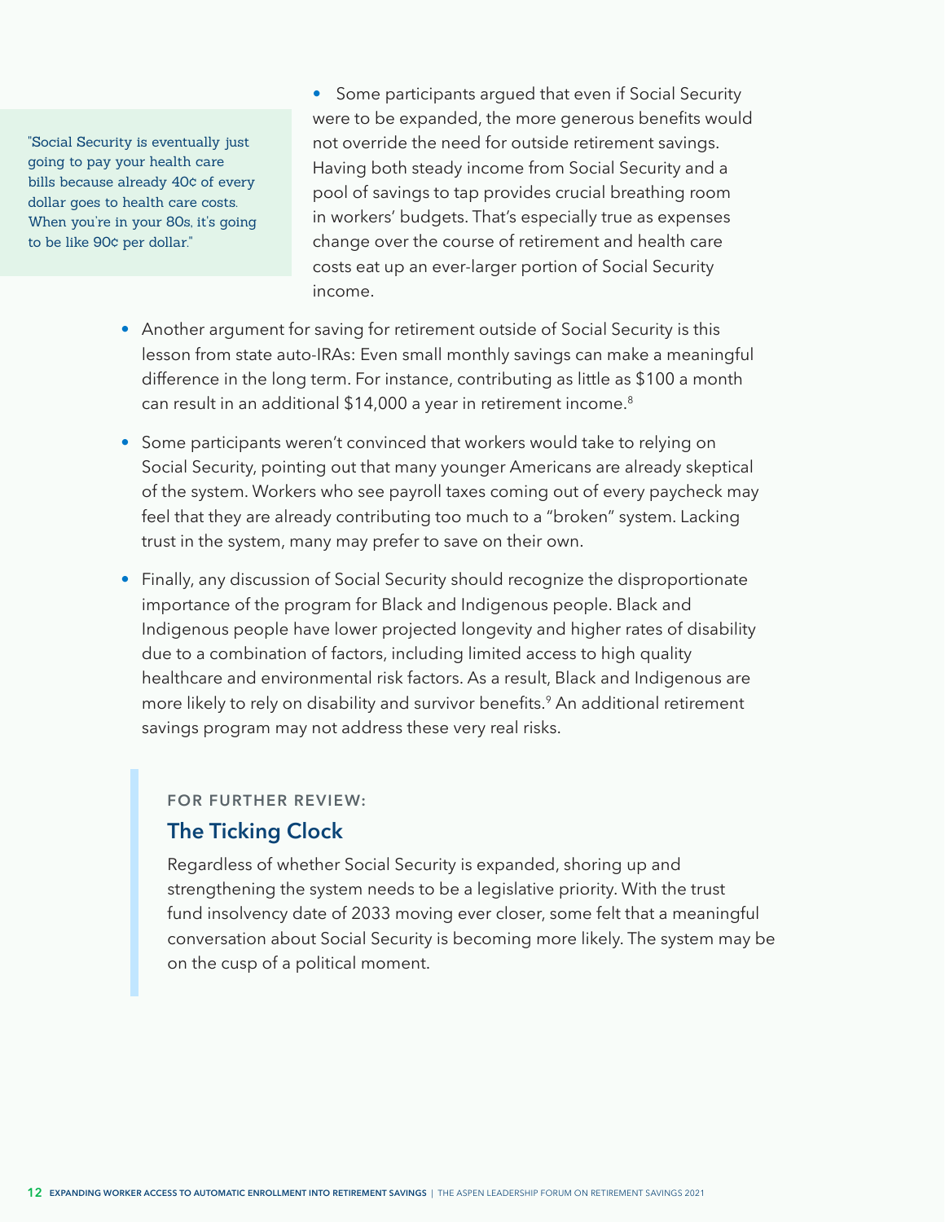"Social Security is eventually just going to pay your health care bills because already 40¢ of every dollar goes to health care costs. When you're in your 80s, it's going to be like 90¢ per dollar."

- Some participants argued that even if Social Security were to be expanded, the more generous benefits would not override the need for outside retirement savings. Having both steady income from Social Security and a pool of savings to tap provides crucial breathing room in workers' budgets. That's especially true as expenses change over the course of retirement and health care costs eat up an ever-larger portion of Social Security income.

- Another argument for saving for retirement outside of Social Security is this lesson from state auto-IRAs: Even small monthly savings can make a meaningful difference in the long term. For instance, contributing as little as $100 a month can result in an additional $14,000 a year in retirement income.[8]

- Some participants weren't convinced that workers would take to relying on Social Security, pointing out that many younger Americans are already skeptical of the system. Workers who see payroll taxes coming out of every paycheck may feel that they are already contributing too much to a "broken" system. Lacking trust in the system, many may prefer to save on their own.

- Finally, any discussion of Social Security should recognize the disproportionate importance of the program for Black and Indigenous people. Black and Indigenous people have lower projected longevity and higher rates of disability due to a combination of factors, including limited access to high quality healthcare and environmental risk factors. As a result, Black and Indigenous are more likely to rely on disability and survivor benefits.[9] An additional retirement savings program may not address these very real risks.

FOR FURTHER REVIEW:

### The Ticking Clock

Regardless of whether Social Security is expanded, shoring up and strengthening the system needs to be a legislative priority. With the trust fund insolvency date of 2033 moving ever closer, some felt that a meaningful conversation about Social Security is becoming more likely. The system may be on the cusp of a political moment.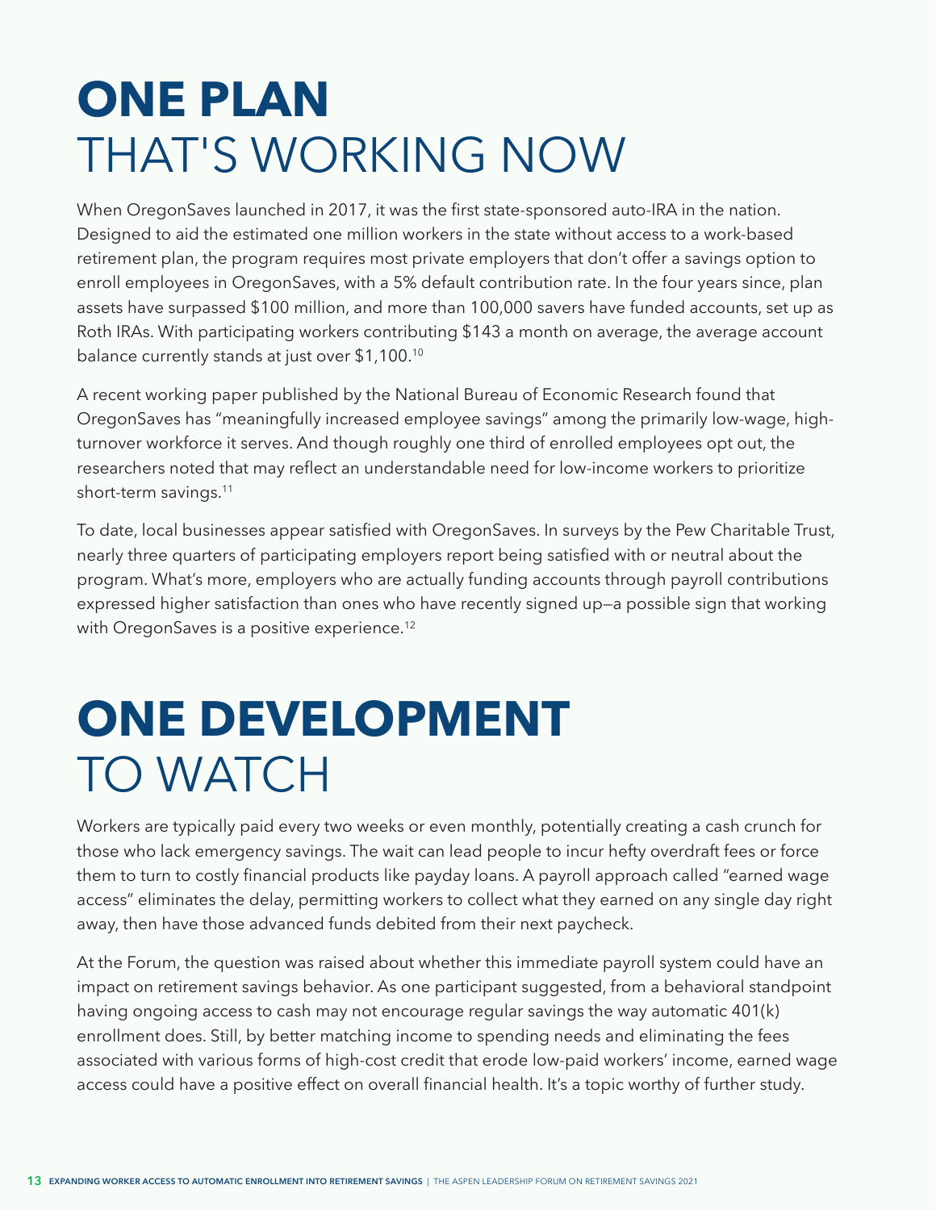# ONE PLAN THAT'S WORKING NOW

When OregonSaves launched in 2017, it was the first state-sponsored auto-IRA in the nation. Designed to aid the estimated one million workers in the state without access to a work-based retirement plan, the program requires most private employers that don't offer a savings option to enroll employees in OregonSaves, with a 5% default contribution rate. In the four years since, plan assets have surpassed $100 million, and more than 100,000 savers have funded accounts, set up as Roth IRAs. With participating workers contributing $143 a month on average, the average account balance currently stands at just over $1,100.[10]

A recent working paper published by the National Bureau of Economic Research found that OregonSaves has "meaningfully increased employee savings" among the primarily low-wage, high-turnover workforce it serves. And though roughly one third of enrolled employees opt out, the researchers noted that may reflect an understandable need for low-income workers to prioritize short-term savings.[11]

To date, local businesses appear satisfied with OregonSaves. In surveys by the Pew Charitable Trust, nearly three quarters of participating employers report being satisfied with or neutral about the program. What's more, employers who are actually funding accounts through payroll contributions expressed higher satisfaction than ones who have recently signed up—a possible sign that working with OregonSaves is a positive experience.[12]

# ONE DEVELOPMENT TO WATCH

Workers are typically paid every two weeks or even monthly, potentially creating a cash crunch for those who lack emergency savings. The wait can lead people to incur hefty overdraft fees or force them to turn to costly financial products like payday loans. A payroll approach called "earned wage access" eliminates the delay, permitting workers to collect what they earned on any single day right away, then have those advanced funds debited from their next paycheck.

At the Forum, the question was raised about whether this immediate payroll system could have an impact on retirement savings behavior. As one participant suggested, from a behavioral standpoint having ongoing access to cash may not encourage regular savings the way automatic 401(k) enrollment does. Still, by better matching income to spending needs and eliminating the fees associated with various forms of high-cost credit that erode low-paid workers' income, earned wage access could have a positive effect on overall financial health. It's a topic worthy of further study.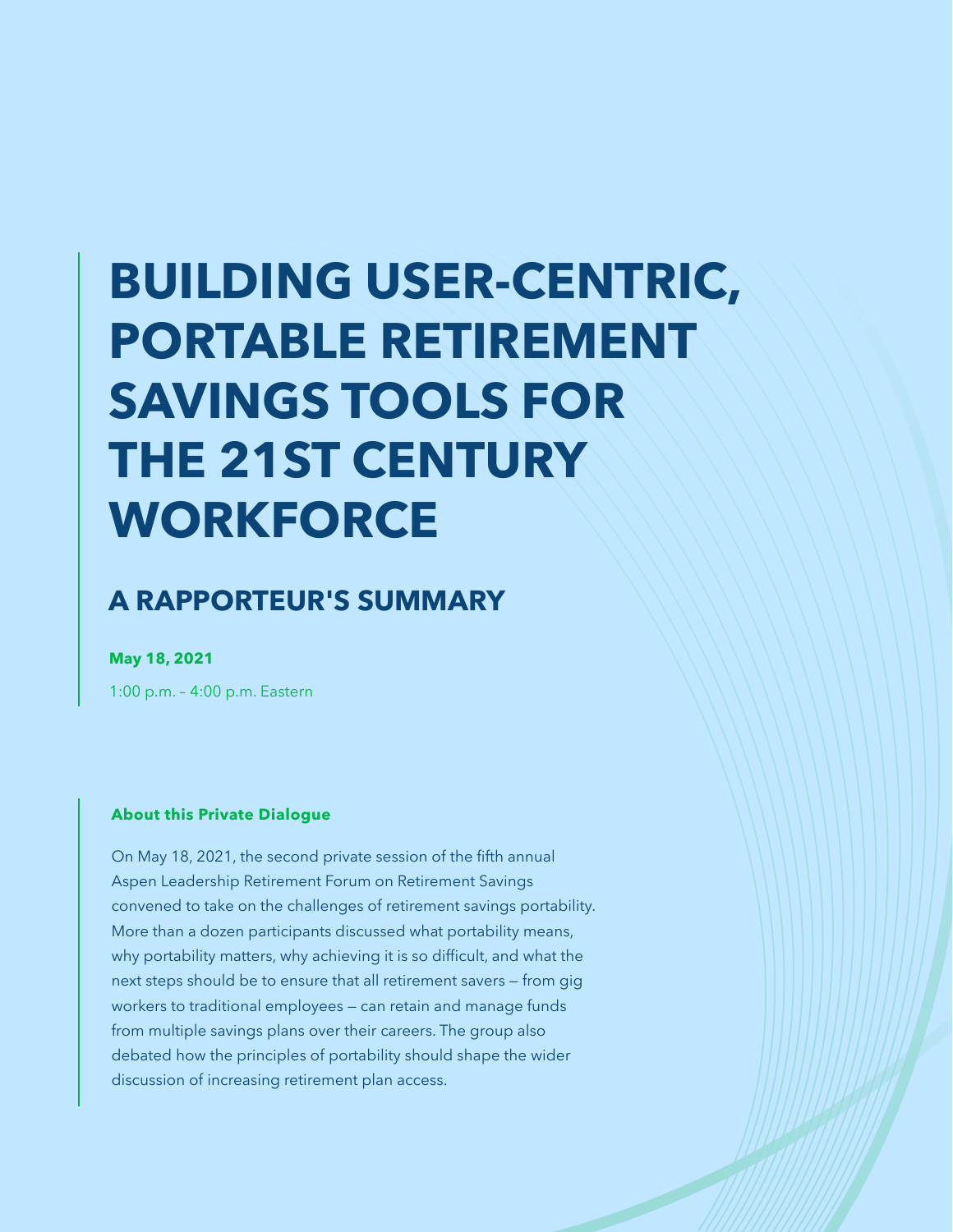# BUILDING USER-CENTRIC, PORTABLE RETIREMENT SAVINGS TOOLS FOR THE 21ST CENTURY WORKFORCE

## A RAPPORTEUR'S SUMMARY

**May 18, 2021**

1:00 p.m. – 4:00 p.m. Eastern

**About this Private Dialogue**

On May 18, 2021, the second private session of the fifth annual Aspen Leadership Retirement Forum on Retirement Savings convened to take on the challenges of retirement savings portability. More than a dozen participants discussed what portability means, why portability matters, why achieving it is so difficult, and what the next steps should be to ensure that all retirement savers — from gig workers to traditional employees — can retain and manage funds from multiple savings plans over their careers. The group also debated how the principles of portability should shape the wider discussion of increasing retirement plan access.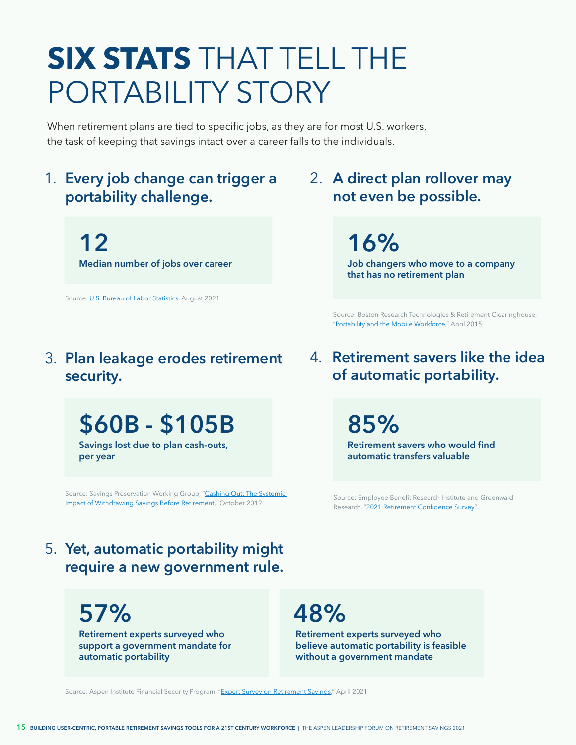# **SIX STATS** THAT TELL THE PORTABILITY STORY

When retirement plans are tied to specific jobs, as they are for most U.S. workers, the task of keeping that savings intact over a career falls to the individuals.

## 1. Every job change can trigger a portability challenge.

**12**

**Median number of jobs over career**

Source: U.S. Bureau of Labor Statistics, August 2021

## 2. A direct plan rollover may not even be possible.

**16%**

**Job changers who move to a company that has no retirement plan**

Source: Boston Research Technologies & Retirement Clearinghouse, "Portability and the Mobile Workforce," April 2015

## 3. Plan leakage erodes retirement security.

**$60B - $105B**

**Savings lost due to plan cash-outs, per year**

Source: Savings Preservation Working Group, "Cashing Out: The Systemic Impact of Withdrawing Savings Before Retirement," October 2019

## 4. Retirement savers like the idea of automatic portability.

**85%**

**Retirement savers who would find automatic transfers valuable**

Source: Employee Benefit Research Institute and Greenwald Research, "2021 Retirement Confidence Survey"

## 5. Yet, automatic portability might require a new government rule.

**57%**

**Retirement experts surveyed who support a government mandate for automatic portability**

**48%**

**Retirement experts surveyed who believe automatic portability is feasible without a government mandate**

Source: Aspen Institute Financial Security Program, "Expert Survey on Retirement Savings," April 2021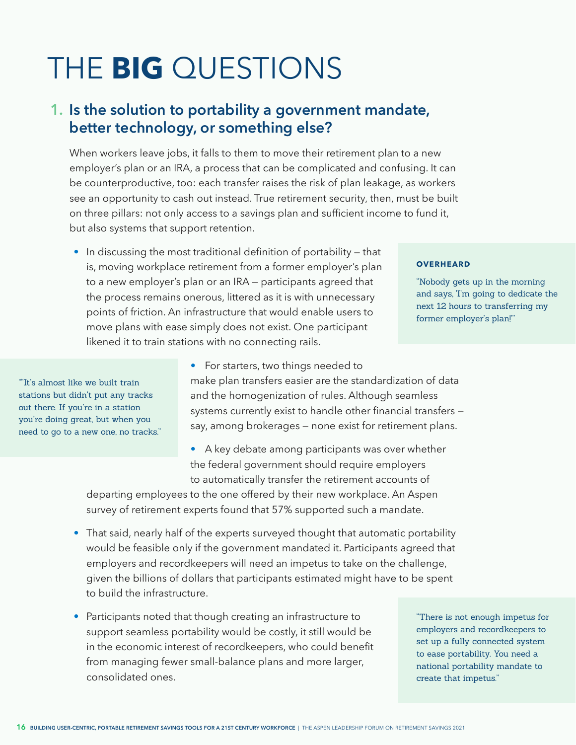# THE **BIG** QUESTIONS

## 1. Is the solution to portability a government mandate, better technology, or something else?

When workers leave jobs, it falls to them to move their retirement plan to a new employer's plan or an IRA, a process that can be complicated and confusing. It can be counterproductive, too: each transfer raises the risk of plan leakage, as workers see an opportunity to cash out instead. True retirement security, then, must be built on three pillars: not only access to a savings plan and sufficient income to fund it, but also systems that support retention.

- In discussing the most traditional definition of portability — that is, moving workplace retirement from a former employer's plan to a new employer's plan or an IRA — participants agreed that the process remains onerous, littered as it is with unnecessary points of friction. An infrastructure that would enable users to move plans with ease simply does not exist. One participant likened it to train stations with no connecting rails.

> **OVERHEARD**
>
> "Nobody gets up in the morning and says, 'I'm going to dedicate the next 12 hours to transferring my former employer's plan!'"

> ""It's almost like we built train stations but didn't put any tracks out there. If you're in a station you're doing great, but when you need to go to a new one, no tracks."

- For starters, two things needed to make plan transfers easier are the standardization of data and the homogenization of rules. Although seamless systems currently exist to handle other financial transfers — say, among brokerages — none exist for retirement plans.
- A key debate among participants was over whether the federal government should require employers to automatically transfer the retirement accounts of departing employees to the one offered by their new workplace. An Aspen survey of retirement experts found that 57% supported such a mandate.
- That said, nearly half of the experts surveyed thought that automatic portability would be feasible only if the government mandated it. Participants agreed that employers and recordkeepers will need an impetus to take on the challenge, given the billions of dollars that participants estimated might have to be spent to build the infrastructure.
- Participants noted that though creating an infrastructure to support seamless portability would be costly, it still would be in the economic interest of recordkeepers, who could benefit from managing fewer small-balance plans and more larger, consolidated ones.

> "There is not enough impetus for employers and recordkeepers to set up a fully connected system to ease portability. You need a national portability mandate to create that impetus."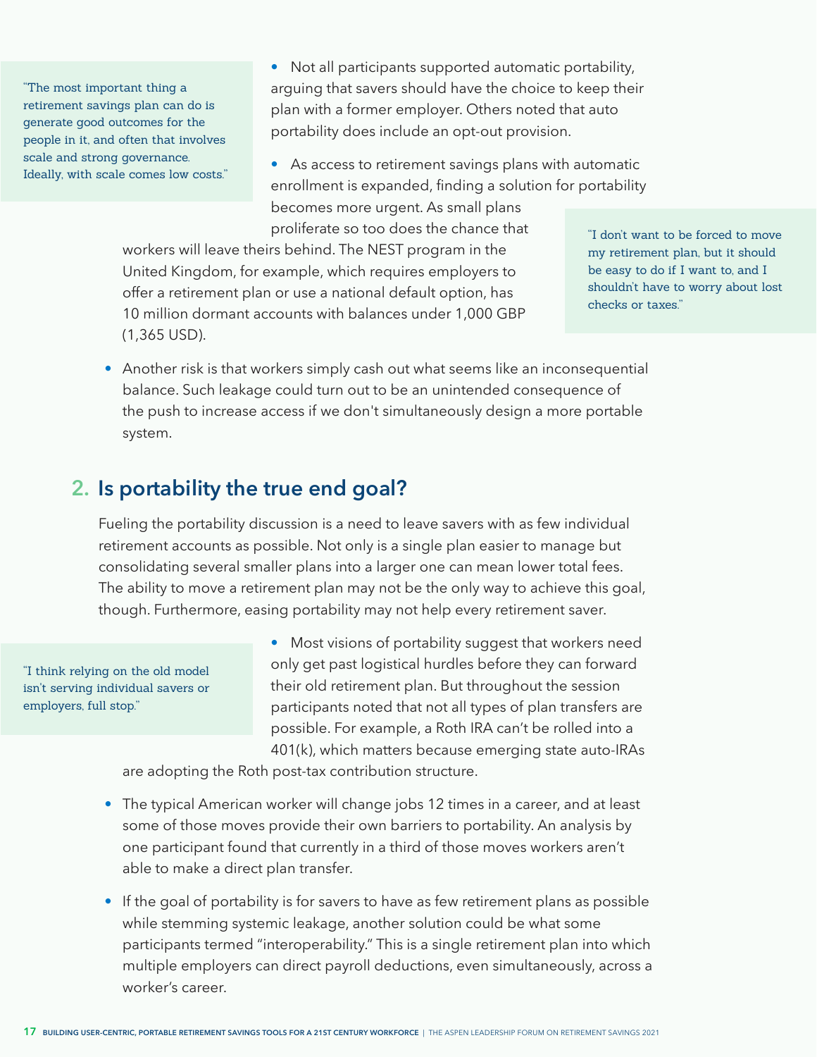> "The most important thing a retirement savings plan can do is generate good outcomes for the people in it, and often that involves scale and strong governance. Ideally, with scale comes low costs."

- Not all participants supported automatic portability, arguing that savers should have the choice to keep their plan with a former employer. Others noted that auto portability does include an opt-out provision.
- As access to retirement savings plans with automatic enrollment is expanded, finding a solution for portability becomes more urgent. As small plans proliferate so too does the chance that workers will leave theirs behind. The NEST program in the United Kingdom, for example, which requires employers to offer a retirement plan or use a national default option, has 10 million dormant accounts with balances under 1,000 GBP (1,365 USD).

> "I don't want to be forced to move my retirement plan, but it should be easy to do if I want to, and I shouldn't have to worry about lost checks or taxes."

- Another risk is that workers simply cash out what seems like an inconsequential balance. Such leakage could turn out to be an unintended consequence of the push to increase access if we don't simultaneously design a more portable system.

## 2. Is portability the true end goal?

Fueling the portability discussion is a need to leave savers with as few individual retirement accounts as possible. Not only is a single plan easier to manage but consolidating several smaller plans into a larger one can mean lower total fees. The ability to move a retirement plan may not be the only way to achieve this goal, though. Furthermore, easing portability may not help every retirement saver.

> "I think relying on the old model isn't serving individual savers or employers, full stop."

- Most visions of portability suggest that workers need only get past logistical hurdles before they can forward their old retirement plan. But throughout the session participants noted that not all types of plan transfers are possible. For example, a Roth IRA can't be rolled into a 401(k), which matters because emerging state auto-IRAs are adopting the Roth post-tax contribution structure.
- The typical American worker will change jobs 12 times in a career, and at least some of those moves provide their own barriers to portability. An analysis by one participant found that currently in a third of those moves workers aren't able to make a direct plan transfer.
- If the goal of portability is for savers to have as few retirement plans as possible while stemming systemic leakage, another solution could be what some participants termed "interoperability." This is a single retirement plan into which multiple employers can direct payroll deductions, even simultaneously, across a worker's career.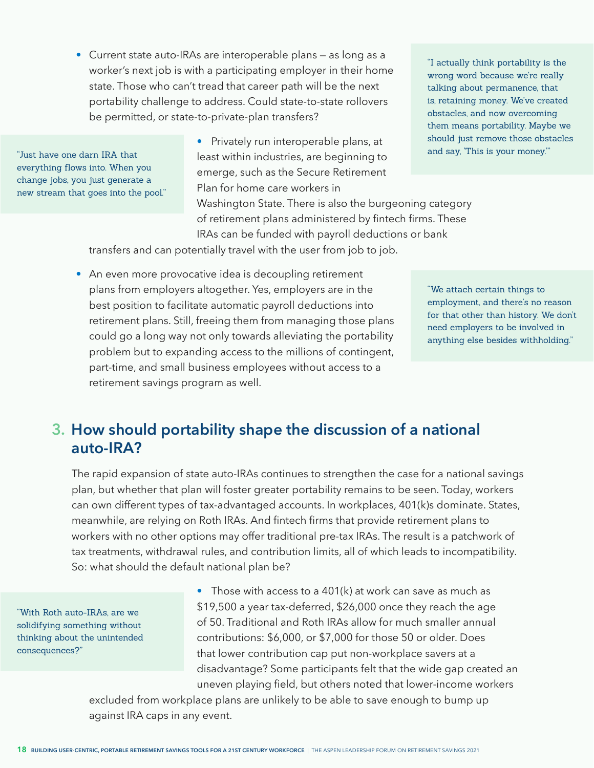- Current state auto-IRAs are interoperable plans — as long as a worker's next job is with a participating employer in their home state. Those who can't tread that career path will be the next portability challenge to address. Could state-to-state rollovers be permitted, or state-to-private-plan transfers?

> "I actually think portability is the wrong word because we're really talking about permanence, that is, retaining money. We've created obstacles, and now overcoming them means portability. Maybe we should just remove those obstacles and say, 'This is your money.'"

> "Just have one darn IRA that everything flows into. When you change jobs, you just generate a new stream that goes into the pool."

- Privately run interoperable plans, at least within industries, are beginning to emerge, such as the Secure Retirement Plan for home care workers in Washington State. There is also the burgeoning category of retirement plans administered by fintech firms. These IRAs can be funded with payroll deductions or bank transfers and can potentially travel with the user from job to job.

- An even more provocative idea is decoupling retirement plans from employers altogether. Yes, employers are in the best position to facilitate automatic payroll deductions into retirement plans. Still, freeing them from managing those plans could go a long way not only towards alleviating the portability problem but to expanding access to the millions of contingent, part-time, and small business employees without access to a retirement savings program as well.

> "We attach certain things to employment, and there's no reason for that other than history. We don't need employers to be involved in anything else besides withholding."

## 3. How should portability shape the discussion of a national auto-IRA?

The rapid expansion of state auto-IRAs continues to strengthen the case for a national savings plan, but whether that plan will foster greater portability remains to be seen. Today, workers can own different types of tax-advantaged accounts. In workplaces, 401(k)s dominate. States, meanwhile, are relying on Roth IRAs. And fintech firms that provide retirement plans to workers with no other options may offer traditional pre-tax IRAs. The result is a patchwork of tax treatments, withdrawal rules, and contribution limits, all of which leads to incompatibility. So: what should the default national plan be?

> "With Roth auto-IRAs, are we solidifying something without thinking about the unintended consequences?"

- Those with access to a 401(k) at work can save as much as \$19,500 a year tax-deferred, \$26,000 once they reach the age of 50. Traditional and Roth IRAs allow for much smaller annual contributions: \$6,000, or \$7,000 for those 50 or older. Does that lower contribution cap put non-workplace savers at a disadvantage? Some participants felt that the wide gap created an uneven playing field, but others noted that lower-income workers excluded from workplace plans are unlikely to be able to save enough to bump up against IRA caps in any event.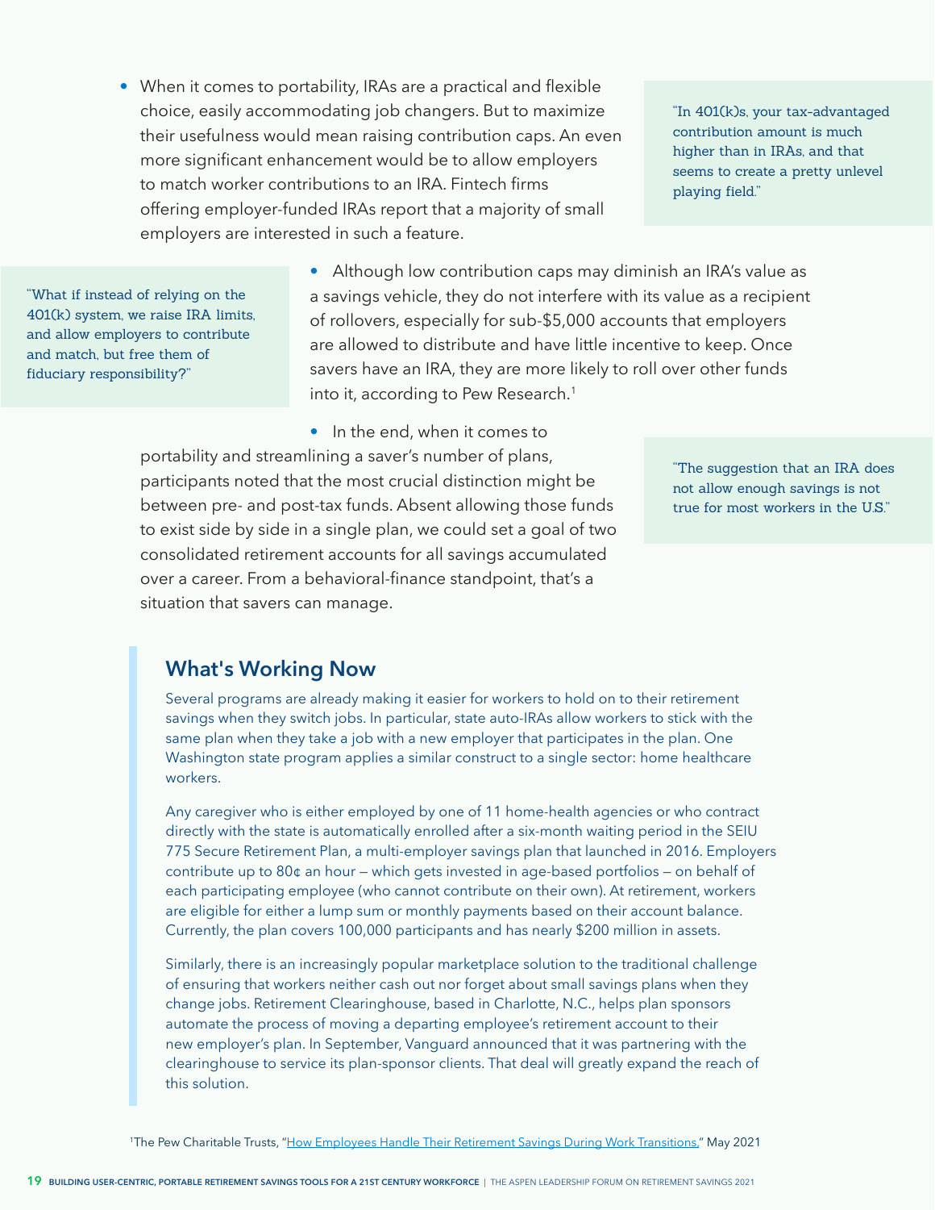- When it comes to portability, IRAs are a practical and flexible choice, easily accommodating job changers. But to maximize their usefulness would mean raising contribution caps. An even more significant enhancement would be to allow employers to match worker contributions to an IRA. Fintech firms offering employer-funded IRAs report that a majority of small employers are interested in such a feature.

> "In 401(k)s, your tax-advantaged contribution amount is much higher than in IRAs, and that seems to create a pretty unlevel playing field."

> "What if instead of relying on the 401(k) system, we raise IRA limits, and allow employers to contribute and match, but free them of fiduciary responsibility?"

- Although low contribution caps may diminish an IRA's value as a savings vehicle, they do not interfere with its value as a recipient of rollovers, especially for sub-$5,000 accounts that employers are allowed to distribute and have little incentive to keep. Once savers have an IRA, they are more likely to roll over other funds into it, according to Pew Research.[1]

- In the end, when it comes to portability and streamlining a saver's number of plans, participants noted that the most crucial distinction might be between pre- and post-tax funds. Absent allowing those funds to exist side by side in a single plan, we could set a goal of two consolidated retirement accounts for all savings accumulated over a career. From a behavioral-finance standpoint, that's a situation that savers can manage.

> "The suggestion that an IRA does not allow enough savings is not true for most workers in the U.S."

## What's Working Now

Several programs are already making it easier for workers to hold on to their retirement savings when they switch jobs. In particular, state auto-IRAs allow workers to stick with the same plan when they take a job with a new employer that participates in the plan. One Washington state program applies a similar construct to a single sector: home healthcare workers.

Any caregiver who is either employed by one of 11 home-health agencies or who contract directly with the state is automatically enrolled after a six-month waiting period in the SEIU 775 Secure Retirement Plan, a multi-employer savings plan that launched in 2016. Employers contribute up to 80¢ an hour — which gets invested in age-based portfolios — on behalf of each participating employee (who cannot contribute on their own). At retirement, workers are eligible for either a lump sum or monthly payments based on their account balance. Currently, the plan covers 100,000 participants and has nearly $200 million in assets.

Similarly, there is an increasingly popular marketplace solution to the traditional challenge of ensuring that workers neither cash out nor forget about small savings plans when they change jobs. Retirement Clearinghouse, based in Charlotte, N.C., helps plan sponsors automate the process of moving a departing employee's retirement account to their new employer's plan. In September, Vanguard announced that it was partnering with the clearinghouse to service its plan-sponsor clients. That deal will greatly expand the reach of this solution.

[1] The Pew Charitable Trusts, "How Employees Handle Their Retirement Savings During Work Transitions," May 2021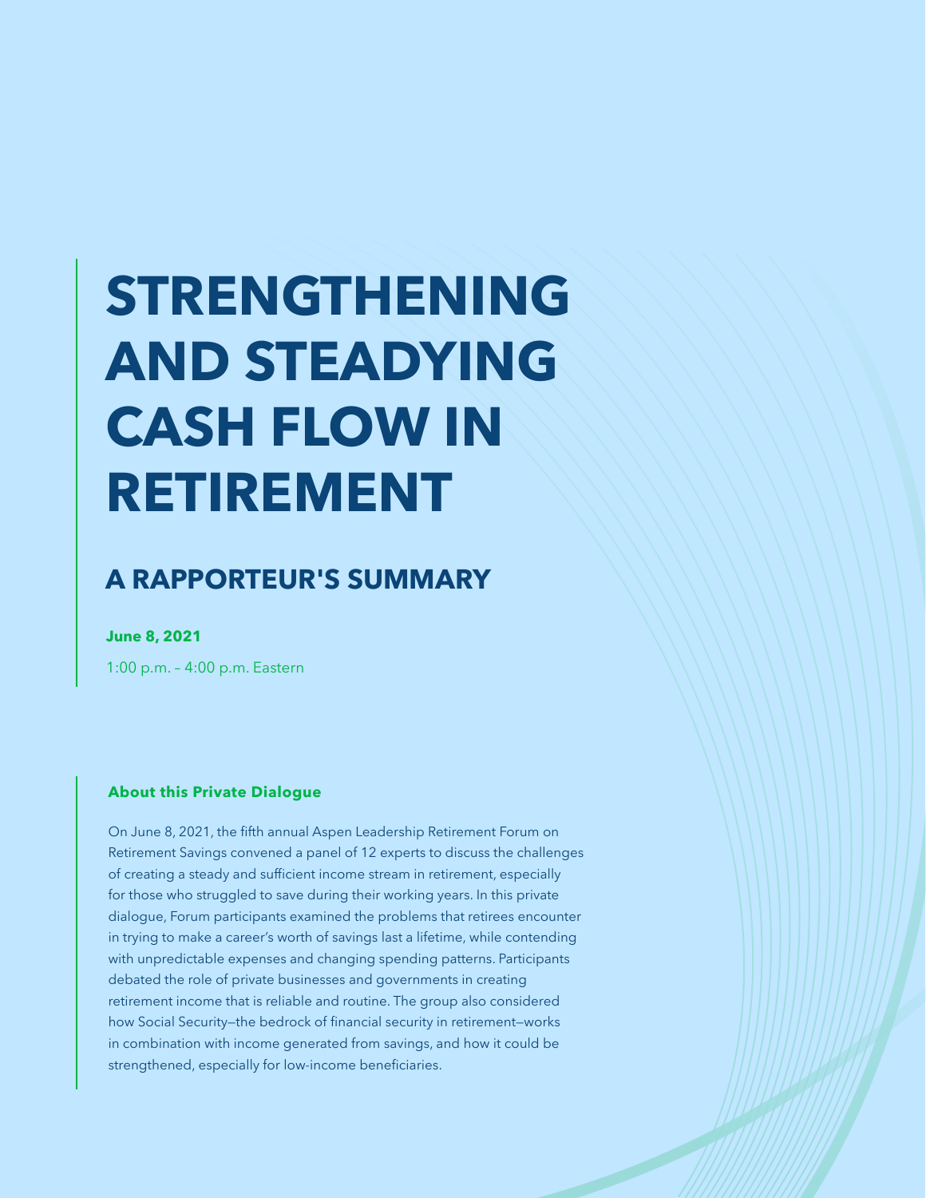# STRENGTHENING AND STEADYING CASH FLOW IN RETIREMENT

## A RAPPORTEUR'S SUMMARY

**June 8, 2021**

1:00 p.m. – 4:00 p.m. Eastern

### About this Private Dialogue

On June 8, 2021, the fifth annual Aspen Leadership Retirement Forum on Retirement Savings convened a panel of 12 experts to discuss the challenges of creating a steady and sufficient income stream in retirement, especially for those who struggled to save during their working years. In this private dialogue, Forum participants examined the problems that retirees encounter in trying to make a career's worth of savings last a lifetime, while contending with unpredictable expenses and changing spending patterns. Participants debated the role of private businesses and governments in creating retirement income that is reliable and routine. The group also considered how Social Security—the bedrock of financial security in retirement—works in combination with income generated from savings, and how it could be strengthened, especially for low-income beneficiaries.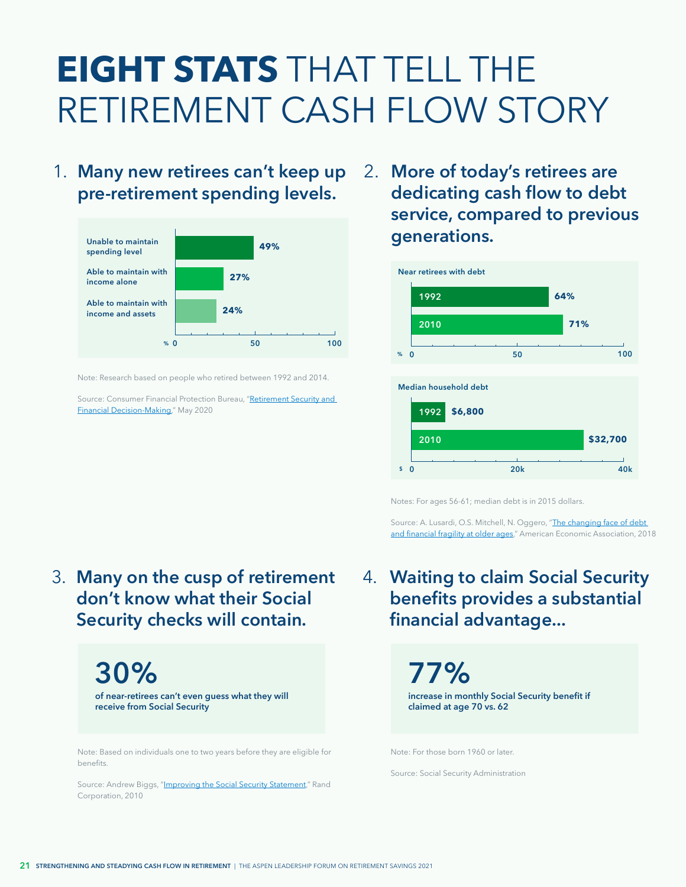# EIGHT STATS THAT TELL THE RETIREMENT CASH FLOW STORY

## 1. Many new retirees can't keep up pre-retirement spending levels.

| | % |
|---|---|
| Unable to maintain spending level | 49% |
| Able to maintain with income alone | 27% |
| Able to maintain with income and assets | 24% |

Note: Research based on people who retired between 1992 and 2014.

Source: Consumer Financial Protection Bureau, "Retirement Security and Financial Decision-Making," May 2020

## 2. More of today's retirees are dedicating cash flow to debt service, compared to previous generations.

**Near retirees with debt**

| Year | % |
|---|---|
| 1992 | 64% |
| 2010 | 71% |

**Median household debt**

| Year | $ |
|---|---|
| 1992 | $6,800 |
| 2010 | $32,700 |

Notes: For ages 56-61; median debt is in 2015 dollars.

Source: A. Lusardi, O.S. Mitchell, N. Oggero, "The changing face of debt and financial fragility at older ages," American Economic Association, 2018

## 3. Many on the cusp of retirement don't know what their Social Security checks will contain.

**30%**

**of near-retirees can't even guess what they will receive from Social Security**

Note: Based on individuals one to two years before they are eligible for benefits.

Source: Andrew Biggs, "Improving the Social Security Statement," Rand Corporation, 2010

## 4. Waiting to claim Social Security benefits provides a substantial financial advantage...

**77%**

**increase in monthly Social Security benefit if claimed at age 70 vs. 62**

Note: For those born 1960 or later.

Source: Social Security Administration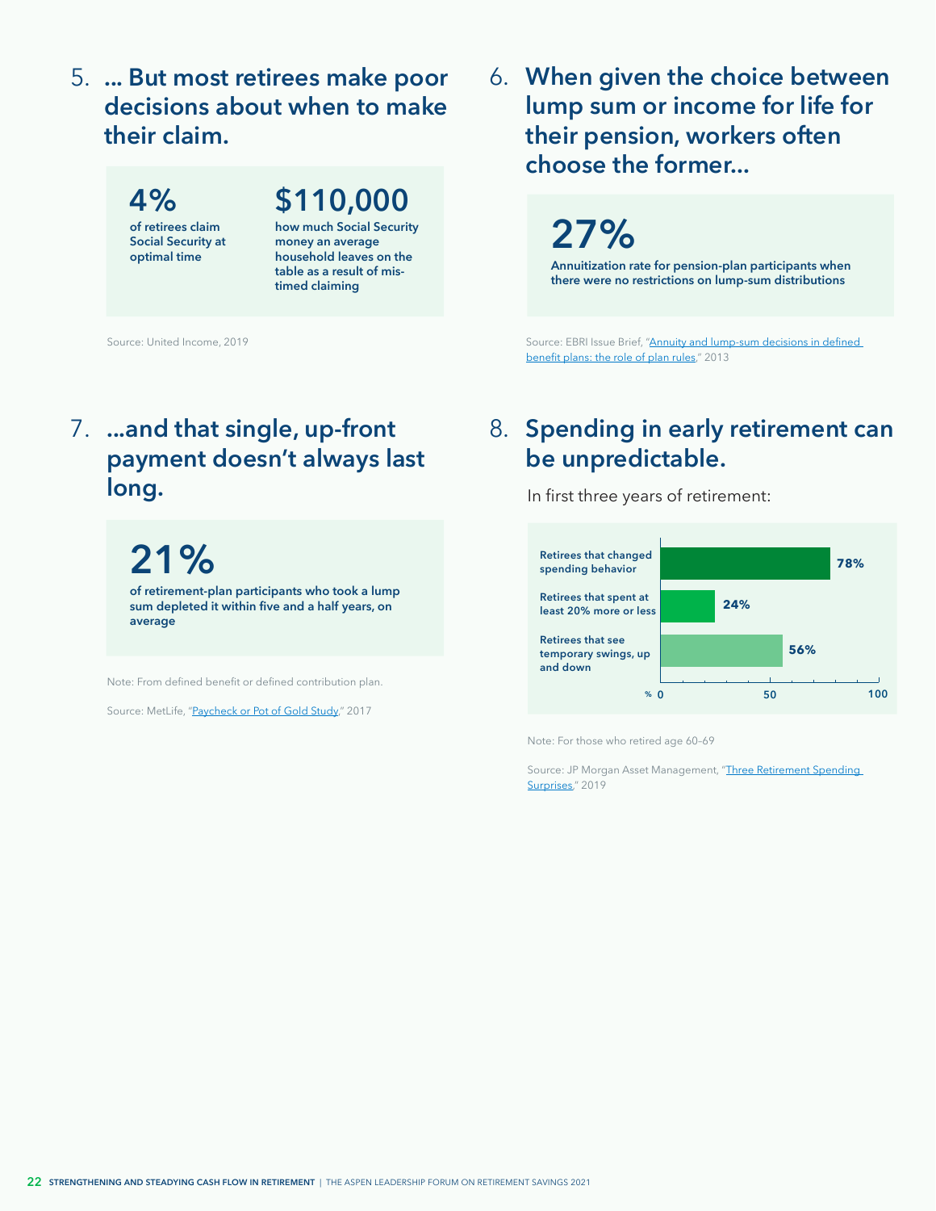## 5. ... But most retirees make poor decisions about when to make their claim.

**4%**
of retirees claim Social Security at optimal time

**$110,000**
how much Social Security money an average household leaves on the table as a result of mis-timed claiming

Source: United Income, 2019

## 6. When given the choice between lump sum or income for life for their pension, workers often choose the former...

**27%**
Annuitization rate for pension-plan participants when there were no restrictions on lump-sum distributions

Source: EBRI Issue Brief, "Annuity and lump-sum decisions in defined benefit plans: the role of plan rules," 2013

## 7. ...and that single, up-front payment doesn't always last long.

**21%**
of retirement-plan participants who took a lump sum depleted it within five and a half years, on average

Note: From defined benefit or defined contribution plan.

Source: MetLife, "Paycheck or Pot of Gold Study," 2017

## 8. Spending in early retirement can be unpredictable.

In first three years of retirement:

| | % |
|---|---|
| Retirees that changed spending behavior | 78% |
| Retirees that spent at least 20% more or less | 24% |
| Retirees that see temporary swings, up and down | 56% |

Note: For those who retired age 60–69

Source: JP Morgan Asset Management, "Three Retirement Spending Surprises," 2019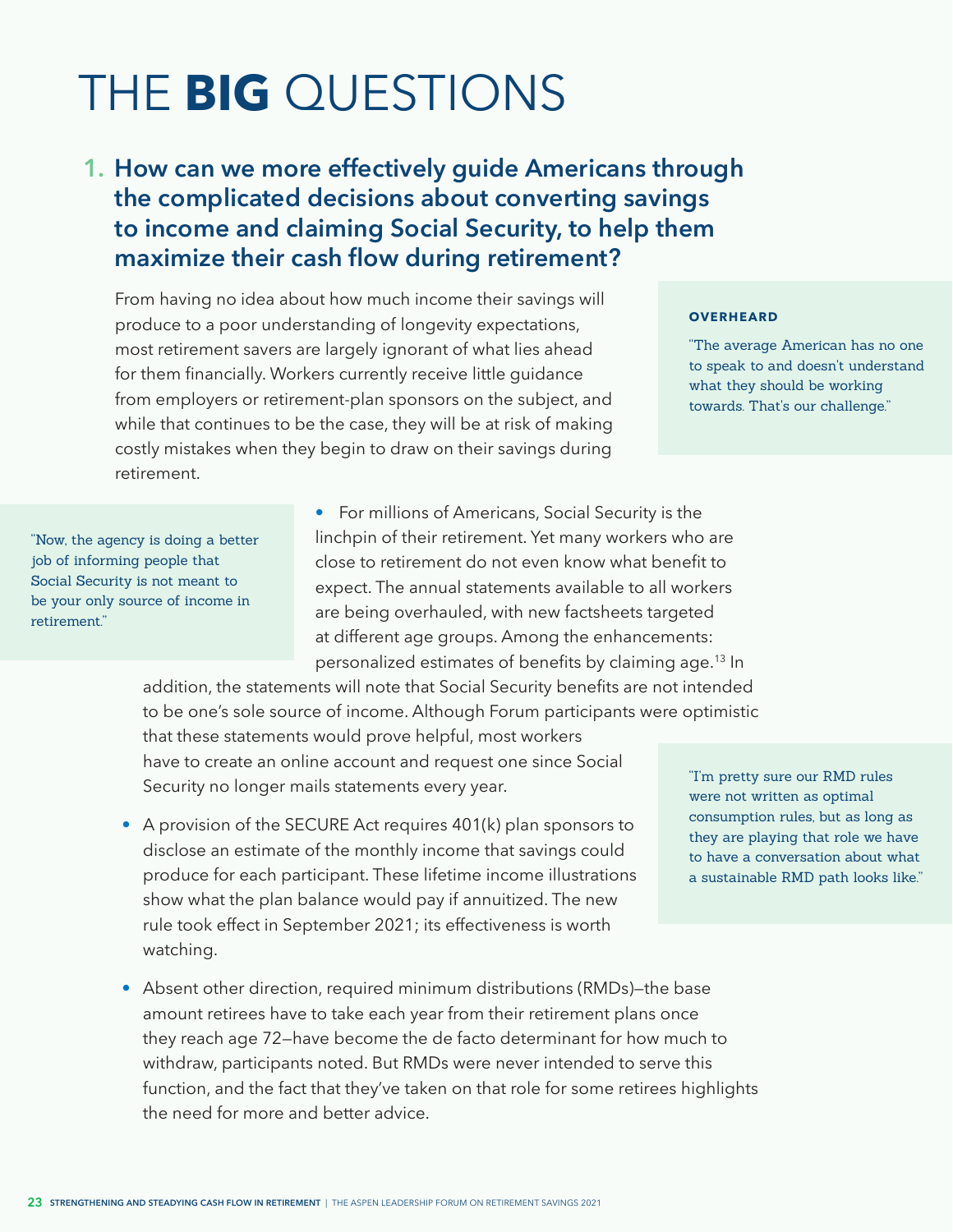# THE **BIG** QUESTIONS

## 1. How can we more effectively guide Americans through the complicated decisions about converting savings to income and claiming Social Security, to help them maximize their cash flow during retirement?

From having no idea about how much income their savings will produce to a poor understanding of longevity expectations, most retirement savers are largely ignorant of what lies ahead for them financially. Workers currently receive little guidance from employers or retirement-plan sponsors on the subject, and while that continues to be the case, they will be at risk of making costly mistakes when they begin to draw on their savings during retirement.

**OVERHEARD**

"The average American has no one to speak to and doesn't understand what they should be working towards. That's our challenge."

"Now, the agency is doing a better job of informing people that Social Security is not meant to be your only source of income in retirement."

- For millions of Americans, Social Security is the linchpin of their retirement. Yet many workers who are close to retirement do not even know what benefit to expect. The annual statements available to all workers are being overhauled, with new factsheets targeted at different age groups. Among the enhancements: personalized estimates of benefits by claiming age.[13] In addition, the statements will note that Social Security benefits are not intended to be one's sole source of income. Although Forum participants were optimistic that these statements would prove helpful, most workers have to create an online account and request one since Social Security no longer mails statements every year.

- A provision of the SECURE Act requires 401(k) plan sponsors to disclose an estimate of the monthly income that savings could produce for each participant. These lifetime income illustrations show what the plan balance would pay if annuitized. The new rule took effect in September 2021; its effectiveness is worth watching.

"I'm pretty sure our RMD rules were not written as optimal consumption rules, but as long as they are playing that role we have to have a conversation about what a sustainable RMD path looks like."

- Absent other direction, required minimum distributions (RMDs)—the base amount retirees have to take each year from their retirement plans once they reach age 72—have become the de facto determinant for how much to withdraw, participants noted. But RMDs were never intended to serve this function, and the fact that they've taken on that role for some retirees highlights the need for more and better advice.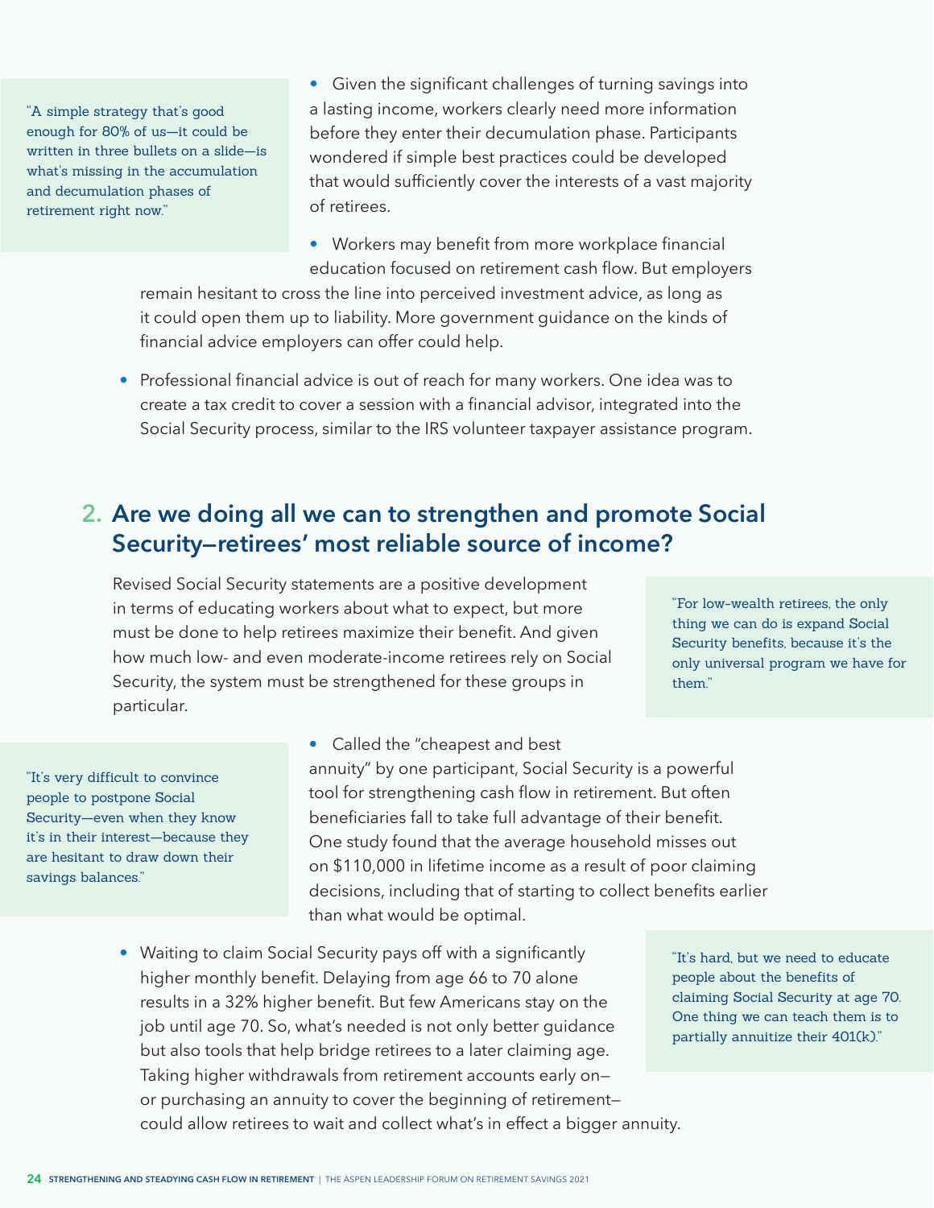> "A simple strategy that's good enough for 80% of us—it could be written in three bullets on a slide—is what's missing in the accumulation and decumulation phases of retirement right now."

- Given the significant challenges of turning savings into a lasting income, workers clearly need more information before they enter their decumulation phase. Participants wondered if simple best practices could be developed that would sufficiently cover the interests of a vast majority of retirees.
- Workers may benefit from more workplace financial education focused on retirement cash flow. But employers remain hesitant to cross the line into perceived investment advice, as long as it could open them up to liability. More government guidance on the kinds of financial advice employers can offer could help.
- Professional financial advice is out of reach for many workers. One idea was to create a tax credit to cover a session with a financial advisor, integrated into the Social Security process, similar to the IRS volunteer taxpayer assistance program.

## 2. Are we doing all we can to strengthen and promote Social Security—retirees' most reliable source of income?

Revised Social Security statements are a positive development in terms of educating workers about what to expect, but more must be done to help retirees maximize their benefit. And given how much low- and even moderate-income retirees rely on Social Security, the system must be strengthened for these groups in particular.

> "For low-wealth retirees, the only thing we can do is expand Social Security benefits, because it's the only universal program we have for them."

> "It's very difficult to convince people to postpone Social Security—even when they know it's in their interest—because they are hesitant to draw down their savings balances."

- Called the "cheapest and best annuity" by one participant, Social Security is a powerful tool for strengthening cash flow in retirement. But often beneficiaries fall to take full advantage of their benefit. One study found that the average household misses out on $110,000 in lifetime income as a result of poor claiming decisions, including that of starting to collect benefits earlier than what would be optimal.
- Waiting to claim Social Security pays off with a significantly higher monthly benefit. Delaying from age 66 to 70 alone results in a 32% higher benefit. But few Americans stay on the job until age 70. So, what's needed is not only better guidance but also tools that help bridge retirees to a later claiming age. Taking higher withdrawals from retirement accounts early on—or purchasing an annuity to cover the beginning of retirement—could allow retirees to wait and collect what's in effect a bigger annuity.

> "It's hard, but we need to educate people about the benefits of claiming Social Security at age 70. One thing we can teach them is to partially annuitize their 401(k)."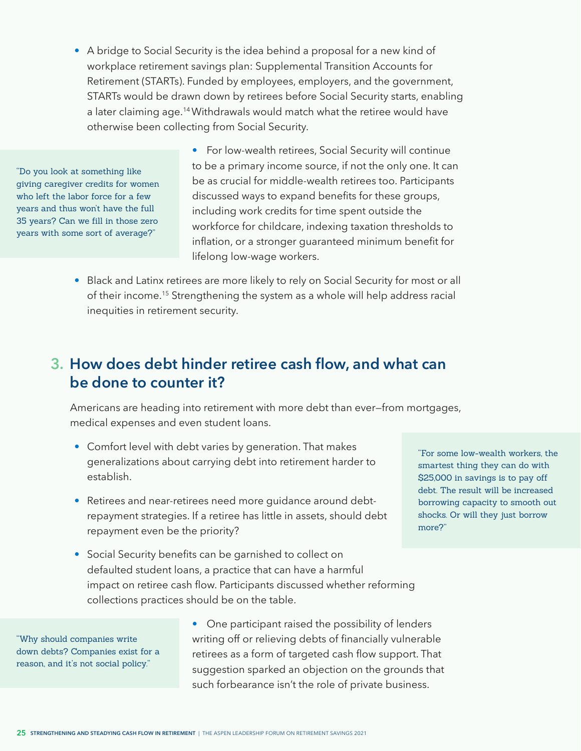- A bridge to Social Security is the idea behind a proposal for a new kind of workplace retirement savings plan: Supplemental Transition Accounts for Retirement (STARTs). Funded by employees, employers, and the government, STARTs would be drawn down by retirees before Social Security starts, enabling a later claiming age.[14] Withdrawals would match what the retiree would have otherwise been collecting from Social Security.

> "Do you look at something like giving caregiver credits for women who left the labor force for a few years and thus won't have the full 35 years? Can we fill in those zero years with some sort of average?"

- For low-wealth retirees, Social Security will continue to be a primary income source, if not the only one. It can be as crucial for middle-wealth retirees too. Participants discussed ways to expand benefits for these groups, including work credits for time spent outside the workforce for childcare, indexing taxation thresholds to inflation, or a stronger guaranteed minimum benefit for lifelong low-wage workers.

- Black and Latinx retirees are more likely to rely on Social Security for most or all of their income.[15] Strengthening the system as a whole will help address racial inequities in retirement security.

## 3. How does debt hinder retiree cash flow, and what can be done to counter it?

Americans are heading into retirement with more debt than ever—from mortgages, medical expenses and even student loans.

- Comfort level with debt varies by generation. That makes generalizations about carrying debt into retirement harder to establish.

- Retirees and near-retirees need more guidance around debt-repayment strategies. If a retiree has little in assets, should debt repayment even be the priority?

> "For some low-wealth workers, the smartest thing they can do with $25,000 in savings is to pay off debt. The result will be increased borrowing capacity to smooth out shocks. Or will they just borrow more?"

- Social Security benefits can be garnished to collect on defaulted student loans, a practice that can have a harmful impact on retiree cash flow. Participants discussed whether reforming collections practices should be on the table.

> "Why should companies write down debts? Companies exist for a reason, and it's not social policy."

- One participant raised the possibility of lenders writing off or relieving debts of financially vulnerable retirees as a form of targeted cash flow support. That suggestion sparked an objection on the grounds that such forbearance isn't the role of private business.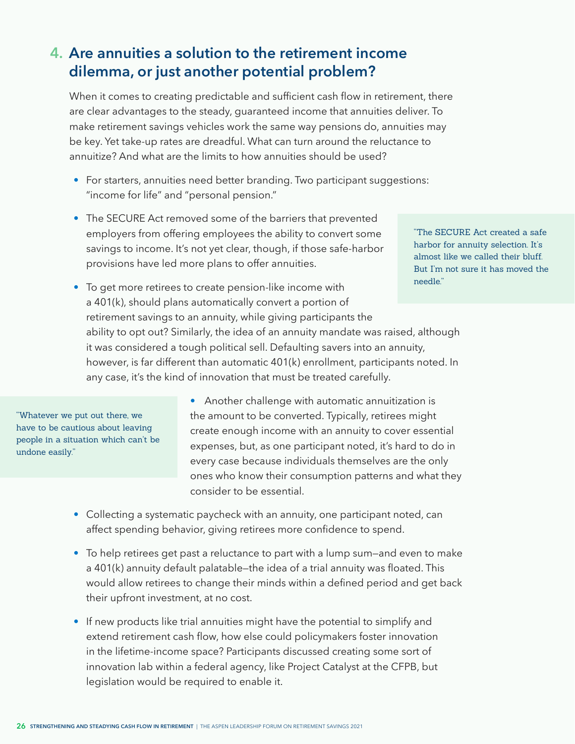## 4. Are annuities a solution to the retirement income dilemma, or just another potential problem?

When it comes to creating predictable and sufficient cash flow in retirement, there are clear advantages to the steady, guaranteed income that annuities deliver. To make retirement savings vehicles work the same way pensions do, annuities may be key. Yet take-up rates are dreadful. What can turn around the reluctance to annuitize? And what are the limits to how annuities should be used?

- For starters, annuities need better branding. Two participant suggestions: "income for life" and "personal pension."
- The SECURE Act removed some of the barriers that prevented employers from offering employees the ability to convert some savings to income. It's not yet clear, though, if those safe-harbor provisions have led more plans to offer annuities.

> "The SECURE Act created a safe harbor for annuity selection. It's almost like we called their bluff. But I'm not sure it has moved the needle."

- To get more retirees to create pension-like income with a 401(k), should plans automatically convert a portion of retirement savings to an annuity, while giving participants the ability to opt out? Similarly, the idea of an annuity mandate was raised, although it was considered a tough political sell. Defaulting savers into an annuity, however, is far different than automatic 401(k) enrollment, participants noted. In any case, it's the kind of innovation that must be treated carefully.

> "Whatever we put out there, we have to be cautious about leaving people in a situation which can't be undone easily."

- Another challenge with automatic annuitization is the amount to be converted. Typically, retirees might create enough income with an annuity to cover essential expenses, but, as one participant noted, it's hard to do in every case because individuals themselves are the only ones who know their consumption patterns and what they consider to be essential.
- Collecting a systematic paycheck with an annuity, one participant noted, can affect spending behavior, giving retirees more confidence to spend.
- To help retirees get past a reluctance to part with a lump sum—and even to make a 401(k) annuity default palatable—the idea of a trial annuity was floated. This would allow retirees to change their minds within a defined period and get back their upfront investment, at no cost.
- If new products like trial annuities might have the potential to simplify and extend retirement cash flow, how else could policymakers foster innovation in the lifetime-income space? Participants discussed creating some sort of innovation lab within a federal agency, like Project Catalyst at the CFPB, but legislation would be required to enable it.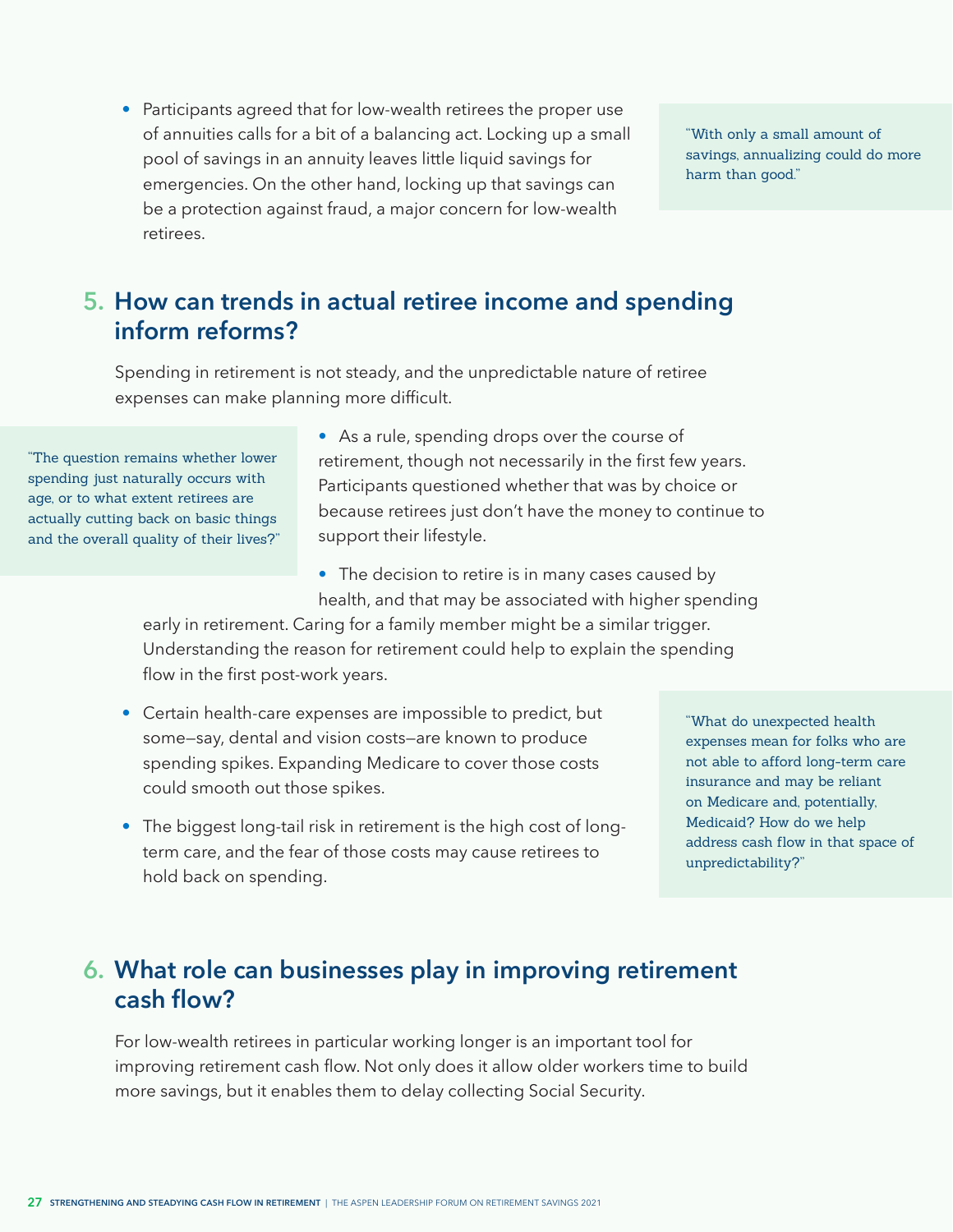- Participants agreed that for low-wealth retirees the proper use of annuities calls for a bit of a balancing act. Locking up a small pool of savings in an annuity leaves little liquid savings for emergencies. On the other hand, locking up that savings can be a protection against fraud, a major concern for low-wealth retirees.

> "With only a small amount of savings, annualizing could do more harm than good."

## 5. How can trends in actual retiree income and spending inform reforms?

Spending in retirement is not steady, and the unpredictable nature of retiree expenses can make planning more difficult.

> "The question remains whether lower spending just naturally occurs with age, or to what extent retirees are actually cutting back on basic things and the overall quality of their lives?"

- As a rule, spending drops over the course of retirement, though not necessarily in the first few years. Participants questioned whether that was by choice or because retirees just don't have the money to continue to support their lifestyle.
- The decision to retire is in many cases caused by health, and that may be associated with higher spending early in retirement. Caring for a family member might be a similar trigger. Understanding the reason for retirement could help to explain the spending flow in the first post-work years.
- Certain health-care expenses are impossible to predict, but some—say, dental and vision costs—are known to produce spending spikes. Expanding Medicare to cover those costs could smooth out those spikes.
- The biggest long-tail risk in retirement is the high cost of long-term care, and the fear of those costs may cause retirees to hold back on spending.

> "What do unexpected health expenses mean for folks who are not able to afford long-term care insurance and may be reliant on Medicare and, potentially, Medicaid? How do we help address cash flow in that space of unpredictability?"

## 6. What role can businesses play in improving retirement cash flow?

For low-wealth retirees in particular working longer is an important tool for improving retirement cash flow. Not only does it allow older workers time to build more savings, but it enables them to delay collecting Social Security.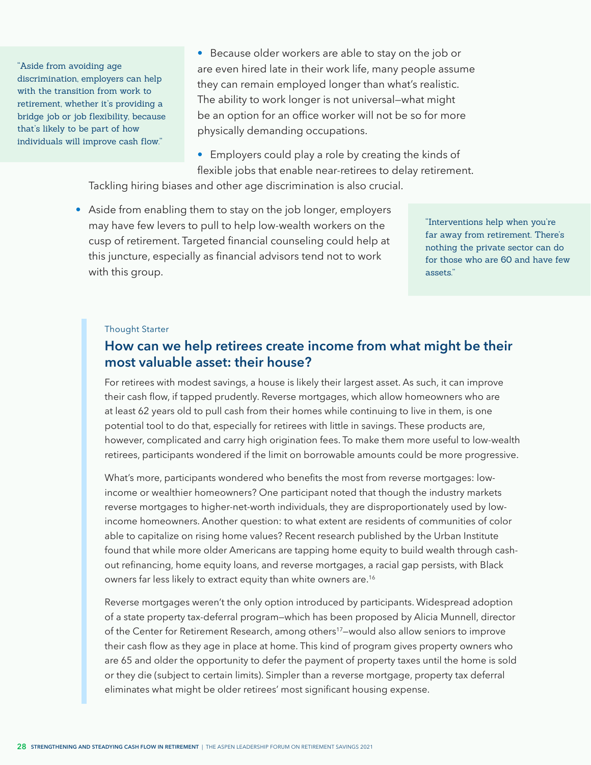> "Aside from avoiding age discrimination, employers can help with the transition from work to retirement, whether it's providing a bridge job or job flexibility, because that's likely to be part of how individuals will improve cash flow."

- Because older workers are able to stay on the job or are even hired late in their work life, many people assume they can remain employed longer than what's realistic. The ability to work longer is not universal—what might be an option for an office worker will not be so for more physically demanding occupations.
- Employers could play a role by creating the kinds of flexible jobs that enable near-retirees to delay retirement. Tackling hiring biases and other age discrimination is also crucial.
- Aside from enabling them to stay on the job longer, employers may have few levers to pull to help low-wealth workers on the cusp of retirement. Targeted financial counseling could help at this juncture, especially as financial advisors tend not to work with this group.

> "Interventions help when you're far away from retirement. There's nothing the private sector can do for those who are 60 and have few assets."

Thought Starter

## How can we help retirees create income from what might be their most valuable asset: their house?

For retirees with modest savings, a house is likely their largest asset. As such, it can improve their cash flow, if tapped prudently. Reverse mortgages, which allow homeowners who are at least 62 years old to pull cash from their homes while continuing to live in them, is one potential tool to do that, especially for retirees with little in savings. These products are, however, complicated and carry high origination fees. To make them more useful to low-wealth retirees, participants wondered if the limit on borrowable amounts could be more progressive.

What's more, participants wondered who benefits the most from reverse mortgages: low-income or wealthier homeowners? One participant noted that though the industry markets reverse mortgages to higher-net-worth individuals, they are disproportionately used by low-income homeowners. Another question: to what extent are residents of communities of color able to capitalize on rising home values? Recent research published by the Urban Institute found that while more older Americans are tapping home equity to build wealth through cash-out refinancing, home equity loans, and reverse mortgages, a racial gap persists, with Black owners far less likely to extract equity than white owners are.[16]

Reverse mortgages weren't the only option introduced by participants. Widespread adoption of a state property tax-deferral program—which has been proposed by Alicia Munnell, director of the Center for Retirement Research, among others[17]—would also allow seniors to improve their cash flow as they age in place at home. This kind of program gives property owners who are 65 and older the opportunity to defer the payment of property taxes until the home is sold or they die (subject to certain limits). Simpler than a reverse mortgage, property tax deferral eliminates what might be older retirees' most significant housing expense.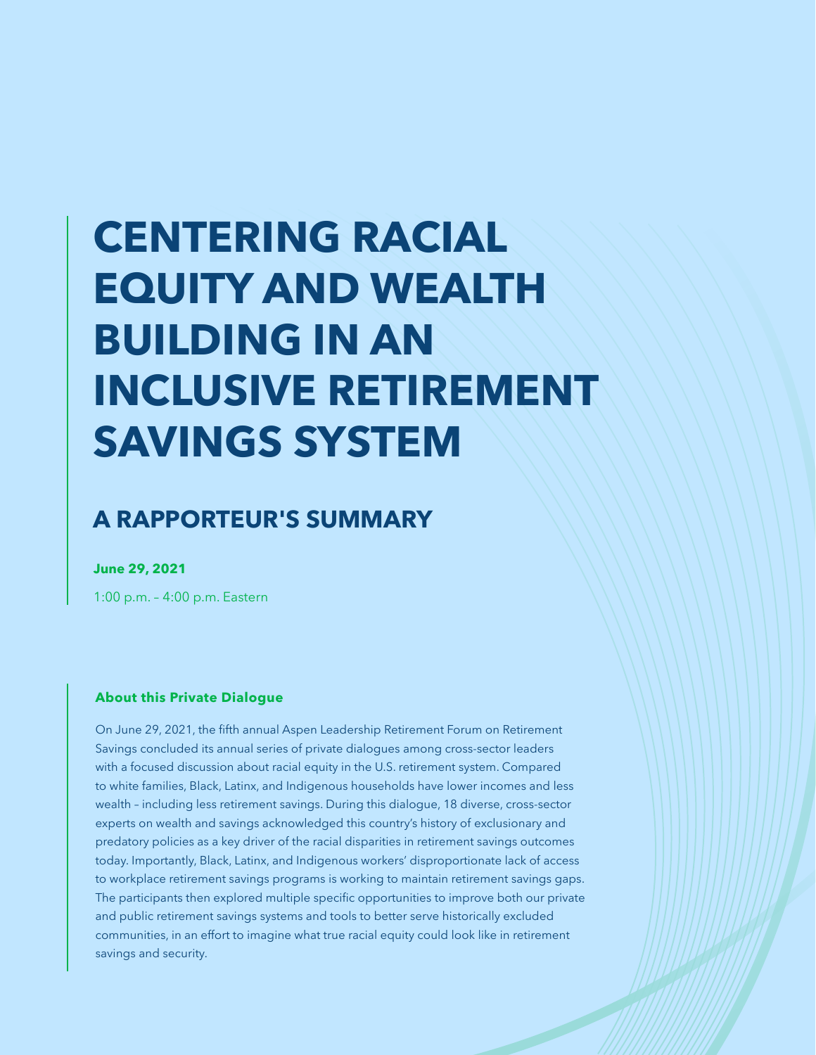# CENTERING RACIAL EQUITY AND WEALTH BUILDING IN AN INCLUSIVE RETIREMENT SAVINGS SYSTEM

## A RAPPORTEUR'S SUMMARY

**June 29, 2021**

1:00 p.m. – 4:00 p.m. Eastern

**About this Private Dialogue**

On June 29, 2021, the fifth annual Aspen Leadership Retirement Forum on Retirement Savings concluded its annual series of private dialogues among cross-sector leaders with a focused discussion about racial equity in the U.S. retirement system. Compared to white families, Black, Latinx, and Indigenous households have lower incomes and less wealth – including less retirement savings. During this dialogue, 18 diverse, cross-sector experts on wealth and savings acknowledged this country's history of exclusionary and predatory policies as a key driver of the racial disparities in retirement savings outcomes today. Importantly, Black, Latinx, and Indigenous workers' disproportionate lack of access to workplace retirement savings programs is working to maintain retirement savings gaps. The participants then explored multiple specific opportunities to improve both our private and public retirement savings systems and tools to better serve historically excluded communities, in an effort to imagine what true racial equity could look like in retirement savings and security.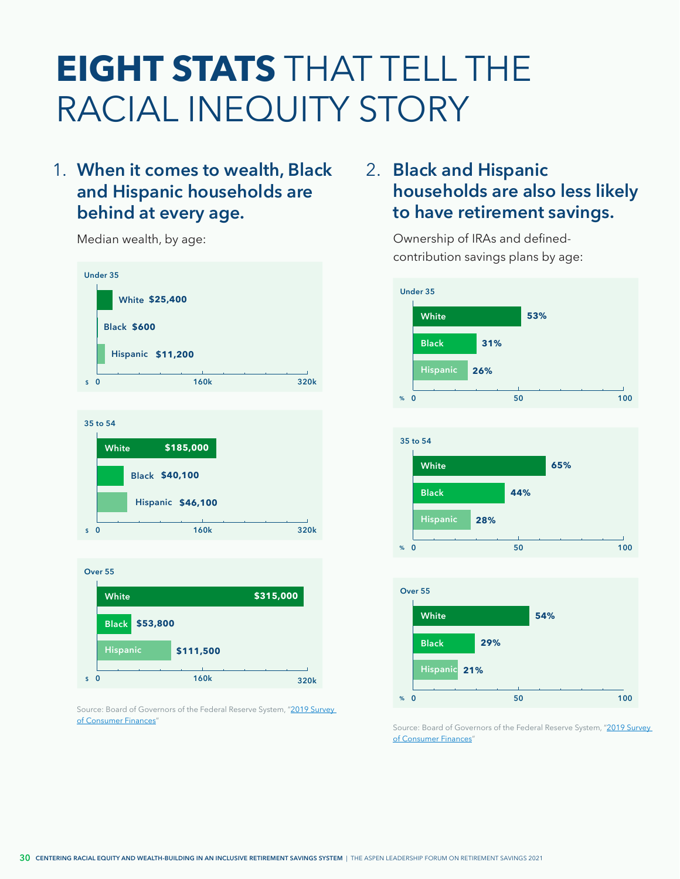# **EIGHT STATS** THAT TELL THE RACIAL INEQUITY STORY

## 1. When it comes to wealth, Black and Hispanic households are behind at every age.

Median wealth, by age:

| Age | White | Black | Hispanic |
|---|---|---|---|
| Under 35 | $25,400 | $600 | $11,200 |
| 35 to 54 | $185,000 | $40,100 | $46,100 |
| Over 55 | $315,000 | $53,800 | $111,500 |

Source: Board of Governors of the Federal Reserve System, "2019 Survey of Consumer Finances"

## 2. Black and Hispanic households are also less likely to have retirement savings.

Ownership of IRAs and defined-contribution savings plans by age:

| Age | White | Black | Hispanic |
|---|---|---|---|
| Under 35 | 53% | 31% | 26% |
| 35 to 54 | 65% | 44% | 28% |
| Over 55 | 54% | 29% | 21% |

Source: Board of Governors of the Federal Reserve System, "2019 Survey of Consumer Finances"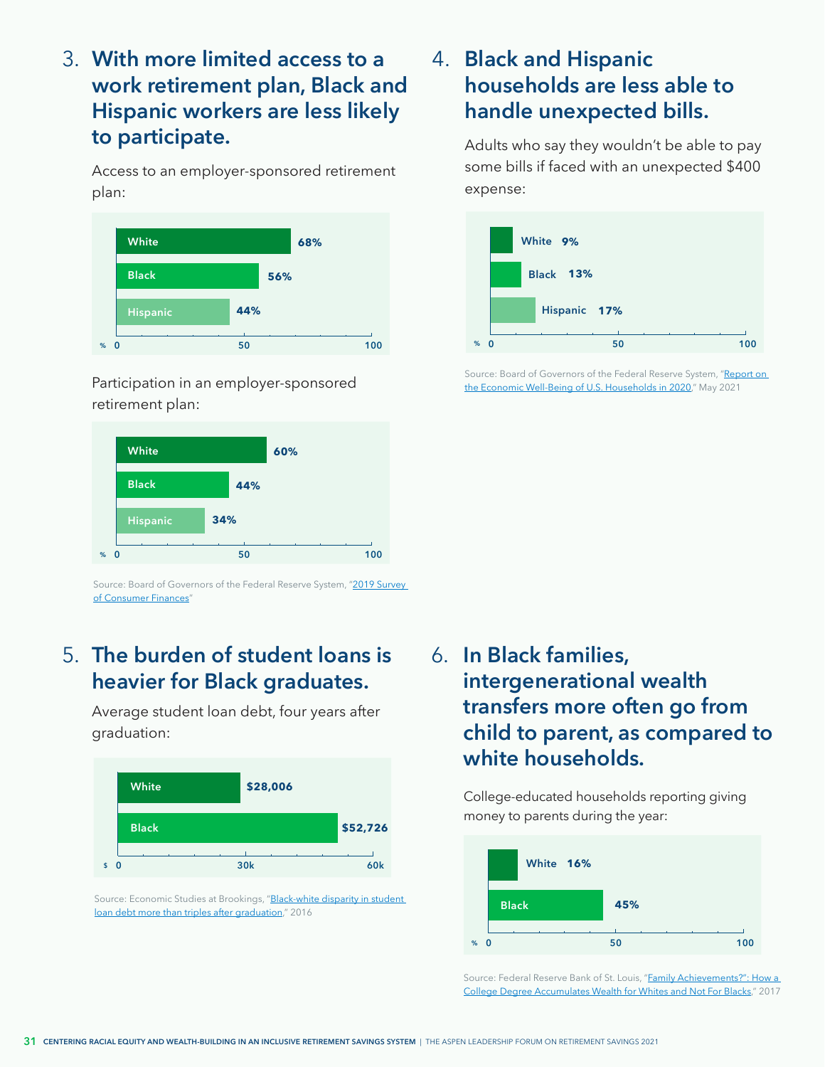## 3. With more limited access to a work retirement plan, Black and Hispanic workers are less likely to participate.

Access to an employer-sponsored retirement plan:

| | % |
|---|---|
| White | 68% |
| Black | 56% |
| Hispanic | 44% |

Participation in an employer-sponsored retirement plan:

| | % |
|---|---|
| White | 60% |
| Black | 44% |
| Hispanic | 34% |

Source: Board of Governors of the Federal Reserve System, "2019 Survey of Consumer Finances"

## 4. Black and Hispanic households are less able to handle unexpected bills.

Adults who say they wouldn't be able to pay some bills if faced with an unexpected $400 expense:

| | % |
|---|---|
| White | 9% |
| Black | 13% |
| Hispanic | 17% |

Source: Board of Governors of the Federal Reserve System, "Report on the Economic Well-Being of U.S. Households in 2020," May 2021

## 5. The burden of student loans is heavier for Black graduates.

Average student loan debt, four years after graduation:

| | $ |
|---|---|
| White | $28,006 |
| Black | $52,726 |

Source: Economic Studies at Brookings, "Black-white disparity in student loan debt more than triples after graduation," 2016

## 6. In Black families, intergenerational wealth transfers more often go from child to parent, as compared to white households.

College-educated households reporting giving money to parents during the year:

| | % |
|---|---|
| White | 16% |
| Black | 45% |

Source: Federal Reserve Bank of St. Louis, "'Family Achievements?': How a College Degree Accumulates Wealth for Whites and Not For Blacks," 2017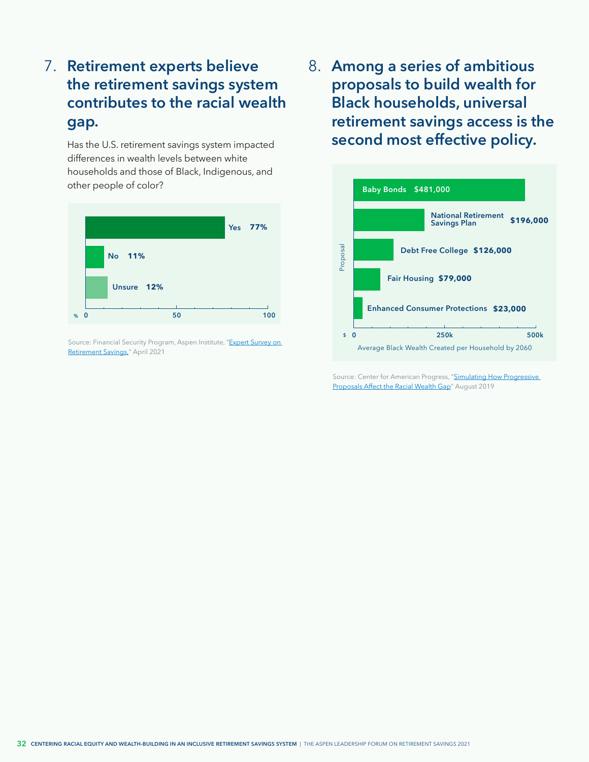## 7. Retirement experts believe the retirement savings system contributes to the racial wealth gap.

Has the U.S. retirement savings system impacted differences in wealth levels between white households and those of Black, Indigenous, and other people of color?

| Response | % |
| --- | --- |
| Yes | 77% |
| No | 11% |
| Unsure | 12% |

Source: Financial Security Program, Aspen Institute, "Expert Survey on Retirement Savings," April 2021

## 8. Among a series of ambitious proposals to build wealth for Black households, universal retirement savings access is the second most effective policy.

| Proposal | Average Black Wealth Created per Household by 2060 |
| --- | --- |
| Baby Bonds | $481,000 |
| National Retirement Savings Plan | $196,000 |
| Debt Free College | $126,000 |
| Fair Housing | $79,000 |
| Enhanced Consumer Protections | $23,000 |

Source: Center for American Progress, "Simulating How Progressive Proposals Affect the Racial Wealth Gap" August 2019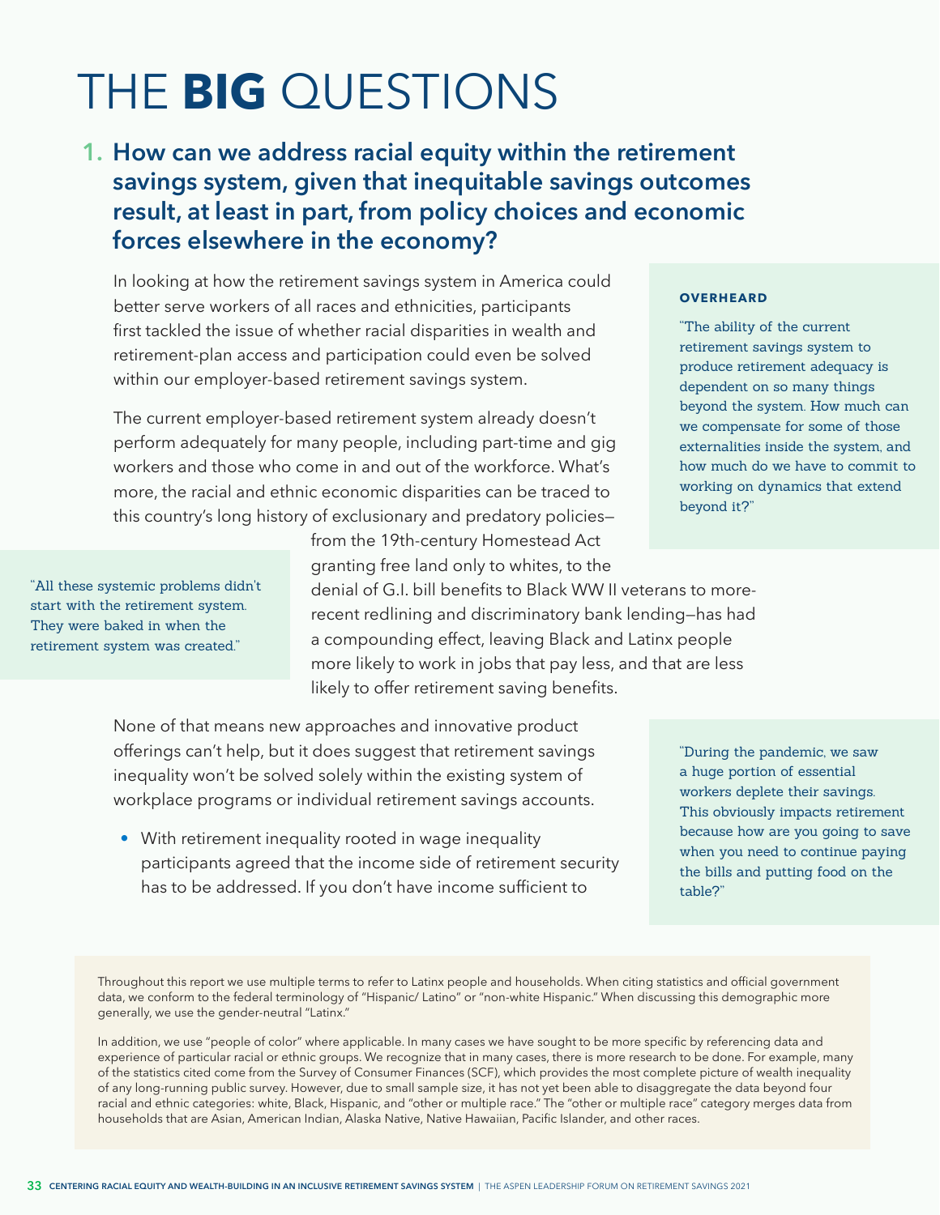# THE **BIG** QUESTIONS

## 1. How can we address racial equity within the retirement savings system, given that inequitable savings outcomes result, at least in part, from policy choices and economic forces elsewhere in the economy?

In looking at how the retirement savings system in America could better serve workers of all races and ethnicities, participants first tackled the issue of whether racial disparities in wealth and retirement-plan access and participation could even be solved within our employer-based retirement savings system.

The current employer-based retirement system already doesn't perform adequately for many people, including part-time and gig workers and those who come in and out of the workforce. What's more, the racial and ethnic economic disparities can be traced to this country's long history of exclusionary and predatory policies—from the 19th-century Homestead Act granting free land only to whites, to the denial of G.I. bill benefits to Black WW II veterans to more-recent redlining and discriminatory bank lending—has had a compounding effect, leaving Black and Latinx people more likely to work in jobs that pay less, and that are less likely to offer retirement saving benefits.

None of that means new approaches and innovative product offerings can't help, but it does suggest that retirement savings inequality won't be solved solely within the existing system of workplace programs or individual retirement savings accounts.

- With retirement inequality rooted in wage inequality participants agreed that the income side of retirement security has to be addressed. If you don't have income sufficient to

**OVERHEARD**

"The ability of the current retirement savings system to produce retirement adequacy is dependent on so many things beyond the system. How much can we compensate for some of those externalities inside the system, and how much do we have to commit to working on dynamics that extend beyond it?"

"All these systemic problems didn't start with the retirement system. They were baked in when the retirement system was created."

"During the pandemic, we saw a huge portion of essential workers deplete their savings. This obviously impacts retirement because how are you going to save when you need to continue paying the bills and putting food on the table?"

Throughout this report we use multiple terms to refer to Latinx people and households. When citing statistics and official government data, we conform to the federal terminology of "Hispanic/ Latino" or "non-white Hispanic." When discussing this demographic more generally, we use the gender-neutral "Latinx."

In addition, we use "people of color" where applicable. In many cases we have sought to be more specific by referencing data and experience of particular racial or ethnic groups. We recognize that in many cases, there is more research to be done. For example, many of the statistics cited come from the Survey of Consumer Finances (SCF), which provides the most complete picture of wealth inequality of any long-running public survey. However, due to small sample size, it has not yet been able to disaggregate the data beyond four racial and ethnic categories: white, Black, Hispanic, and "other or multiple race." The "other or multiple race" category merges data from households that are Asian, American Indian, Alaska Native, Native Hawaiian, Pacific Islander, and other races.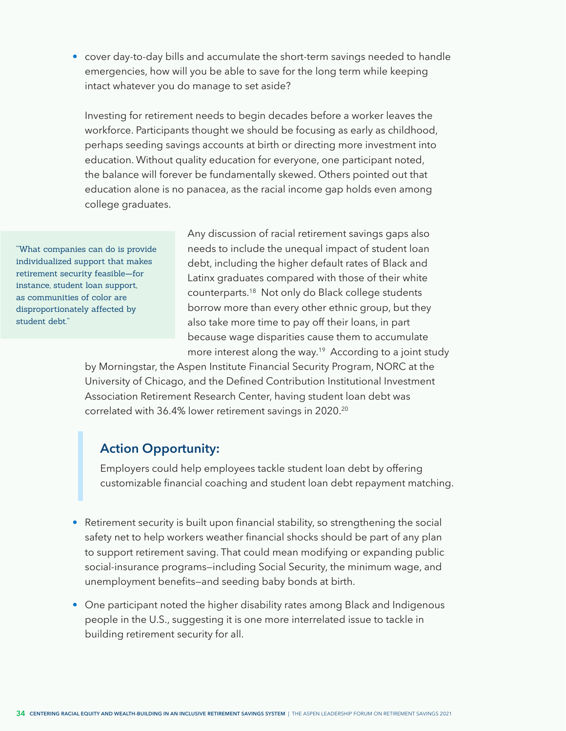- cover day-to-day bills and accumulate the short-term savings needed to handle emergencies, how will you be able to save for the long term while keeping intact whatever you do manage to set aside?

  Investing for retirement needs to begin decades before a worker leaves the workforce. Participants thought we should be focusing as early as childhood, perhaps seeding savings accounts at birth or directing more investment into education. Without quality education for everyone, one participant noted, the balance will forever be fundamentally skewed. Others pointed out that education alone is no panacea, as the racial income gap holds even among college graduates.

  > "What companies can do is provide individualized support that makes retirement security feasible—for instance, student loan support, as communities of color are disproportionately affected by student debt."

  Any discussion of racial retirement savings gaps also needs to include the unequal impact of student loan debt, including the higher default rates of Black and Latinx graduates compared with those of their white counterparts.[18] Not only do Black college students borrow more than every other ethnic group, but they also take more time to pay off their loans, in part because wage disparities cause them to accumulate more interest along the way.[19] According to a joint study by Morningstar, the Aspen Institute Financial Security Program, NORC at the University of Chicago, and the Defined Contribution Institutional Investment Association Retirement Research Center, having student loan debt was correlated with 36.4% lower retirement savings in 2020.[20]

  > ### Action Opportunity:
  >
  > Employers could help employees tackle student loan debt by offering customizable financial coaching and student loan debt repayment matching.

- Retirement security is built upon financial stability, so strengthening the social safety net to help workers weather financial shocks should be part of any plan to support retirement saving. That could mean modifying or expanding public social-insurance programs—including Social Security, the minimum wage, and unemployment benefits—and seeding baby bonds at birth.

- One participant noted the higher disability rates among Black and Indigenous people in the U.S., suggesting it is one more interrelated issue to tackle in building retirement security for all.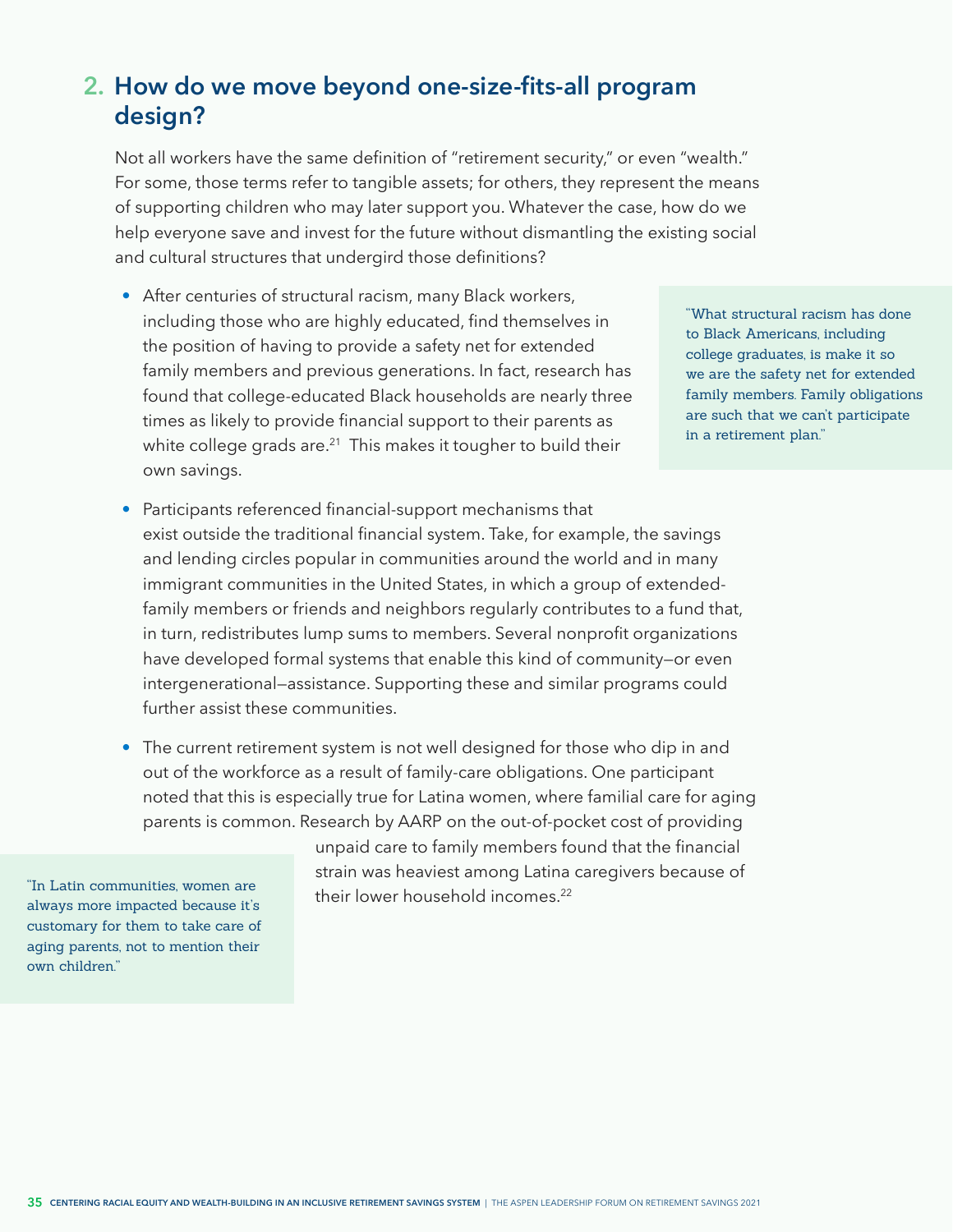## 2. How do we move beyond one-size-fits-all program design?

Not all workers have the same definition of "retirement security," or even "wealth." For some, those terms refer to tangible assets; for others, they represent the means of supporting children who may later support you. Whatever the case, how do we help everyone save and invest for the future without dismantling the existing social and cultural structures that undergird those definitions?

- After centuries of structural racism, many Black workers, including those who are highly educated, find themselves in the position of having to provide a safety net for extended family members and previous generations. In fact, research has found that college-educated Black households are nearly three times as likely to provide financial support to their parents as white college grads are.[21] This makes it tougher to build their own savings.

> "What structural racism has done to Black Americans, including college graduates, is make it so we are the safety net for extended family members. Family obligations are such that we can't participate in a retirement plan."

- Participants referenced financial-support mechanisms that exist outside the traditional financial system. Take, for example, the savings and lending circles popular in communities around the world and in many immigrant communities in the United States, in which a group of extended-family members or friends and neighbors regularly contributes to a fund that, in turn, redistributes lump sums to members. Several nonprofit organizations have developed formal systems that enable this kind of community—or even intergenerational—assistance. Supporting these and similar programs could further assist these communities.

- The current retirement system is not well designed for those who dip in and out of the workforce as a result of family-care obligations. One participant noted that this is especially true for Latina women, where familial care for aging parents is common. Research by AARP on the out-of-pocket cost of providing unpaid care to family members found that the financial strain was heaviest among Latina caregivers because of their lower household incomes.[22]

> "In Latin communities, women are always more impacted because it's customary for them to take care of aging parents, not to mention their own children."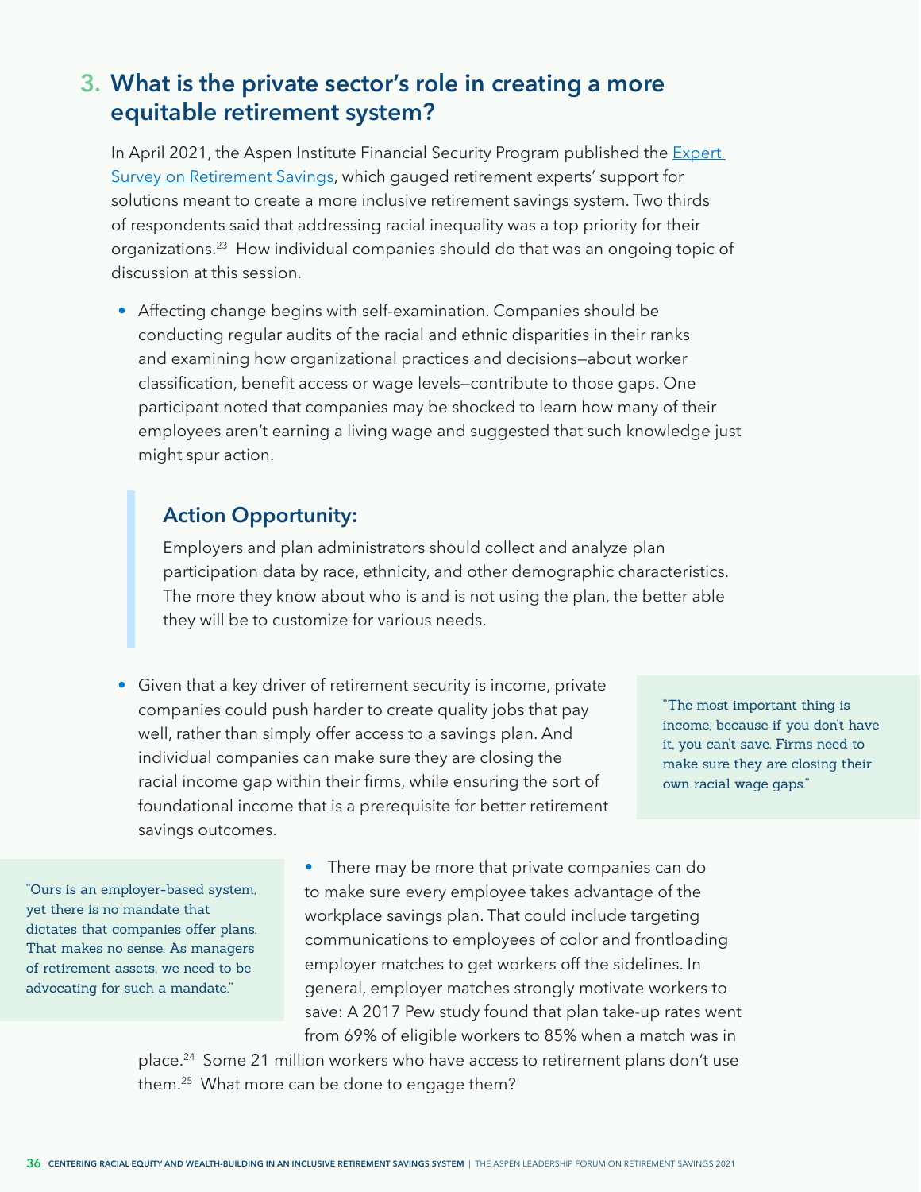## 3. What is the private sector's role in creating a more equitable retirement system?

In April 2021, the Aspen Institute Financial Security Program published the Expert Survey on Retirement Savings, which gauged retirement experts' support for solutions meant to create a more inclusive retirement savings system. Two thirds of respondents said that addressing racial inequality was a top priority for their organizations.[23] How individual companies should do that was an ongoing topic of discussion at this session.

- Affecting change begins with self-examination. Companies should be conducting regular audits of the racial and ethnic disparities in their ranks and examining how organizational practices and decisions—about worker classification, benefit access or wage levels—contribute to those gaps. One participant noted that companies may be shocked to learn how many of their employees aren't earning a living wage and suggested that such knowledge just might spur action.

> ### Action Opportunity:
>
> Employers and plan administrators should collect and analyze plan participation data by race, ethnicity, and other demographic characteristics. The more they know about who is and is not using the plan, the better able they will be to customize for various needs.

- Given that a key driver of retirement security is income, private companies could push harder to create quality jobs that pay well, rather than simply offer access to a savings plan. And individual companies can make sure they are closing the racial income gap within their firms, while ensuring the sort of foundational income that is a prerequisite for better retirement savings outcomes.

> "The most important thing is income, because if you don't have it, you can't save. Firms need to make sure they are closing their own racial wage gaps."

- There may be more that private companies can do to make sure every employee takes advantage of the workplace savings plan. That could include targeting communications to employees of color and frontloading employer matches to get workers off the sidelines. In general, employer matches strongly motivate workers to save: A 2017 Pew study found that plan take-up rates went from 69% of eligible workers to 85% when a match was in place.[24] Some 21 million workers who have access to retirement plans don't use them.[25] What more can be done to engage them?

> "Ours is an employer-based system, yet there is no mandate that dictates that companies offer plans. That makes no sense. As managers of retirement assets, we need to be advocating for such a mandate."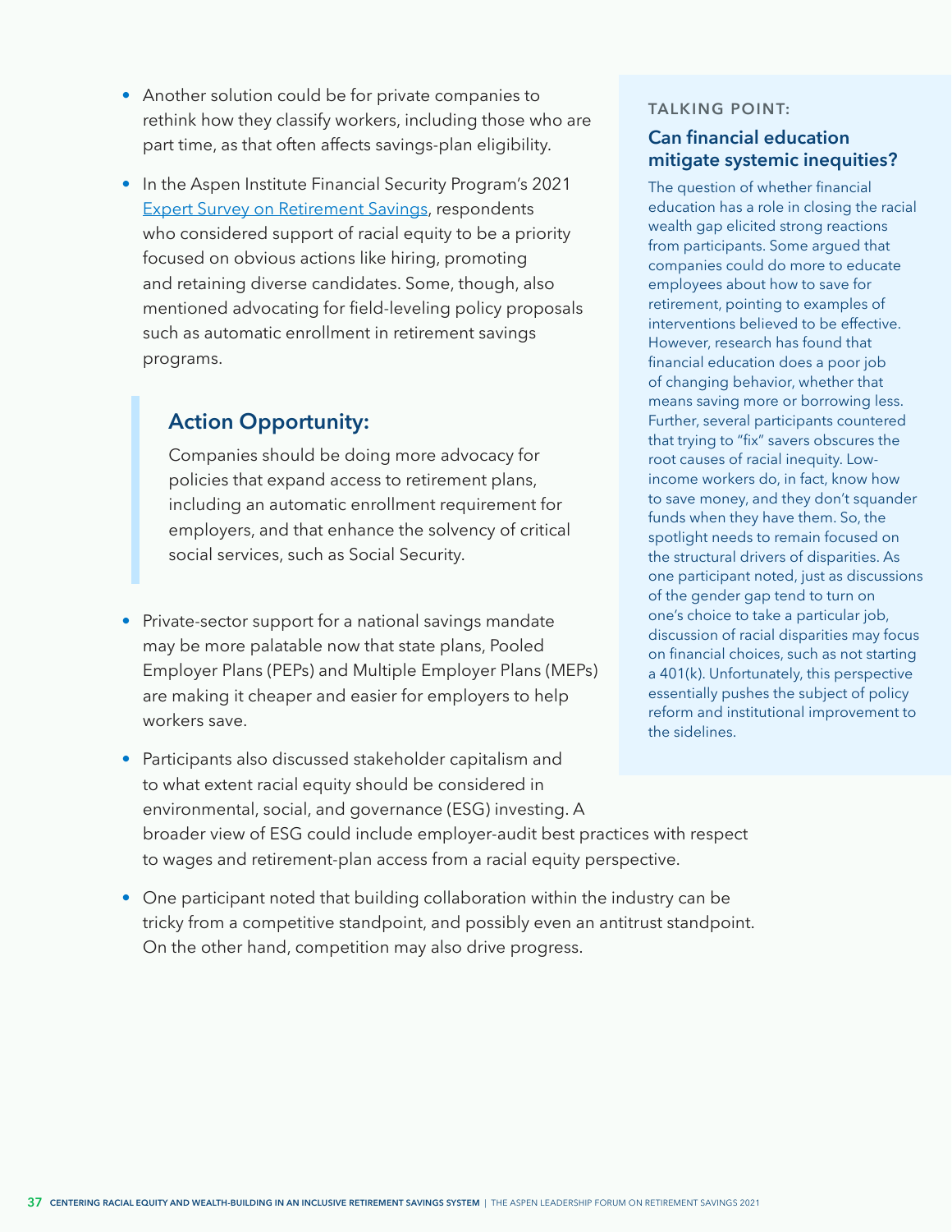- Another solution could be for private companies to rethink how they classify workers, including those who are part time, as that often affects savings-plan eligibility.

- In the Aspen Institute Financial Security Program's 2021 [Expert Survey on Retirement Savings](), respondents who considered support of racial equity to be a priority focused on obvious actions like hiring, promoting and retaining diverse candidates. Some, though, also mentioned advocating for field-leveling policy proposals such as automatic enrollment in retirement savings programs.

> ### Action Opportunity:
>
> Companies should be doing more advocacy for policies that expand access to retirement plans, including an automatic enrollment requirement for employers, and that enhance the solvency of critical social services, such as Social Security.

- Private-sector support for a national savings mandate may be more palatable now that state plans, Pooled Employer Plans (PEPs) and Multiple Employer Plans (MEPs) are making it cheaper and easier for employers to help workers save.

- Participants also discussed stakeholder capitalism and to what extent racial equity should be considered in environmental, social, and governance (ESG) investing. A broader view of ESG could include employer-audit best practices with respect to wages and retirement-plan access from a racial equity perspective.

- One participant noted that building collaboration within the industry can be tricky from a competitive standpoint, and possibly even an antitrust standpoint. On the other hand, competition may also drive progress.

#### TALKING POINT:

### Can financial education mitigate systemic inequities?

The question of whether financial education has a role in closing the racial wealth gap elicited strong reactions from participants. Some argued that companies could do more to educate employees about how to save for retirement, pointing to examples of interventions believed to be effective. However, research has found that financial education does a poor job of changing behavior, whether that means saving more or borrowing less. Further, several participants countered that trying to "fix" savers obscures the root causes of racial inequity. Low-income workers do, in fact, know how to save money, and they don't squander funds when they have them. So, the spotlight needs to remain focused on the structural drivers of disparities. As one participant noted, just as discussions of the gender gap tend to turn on one's choice to take a particular job, discussion of racial disparities may focus on financial choices, such as not starting a 401(k). Unfortunately, this perspective essentially pushes the subject of policy reform and institutional improvement to the sidelines.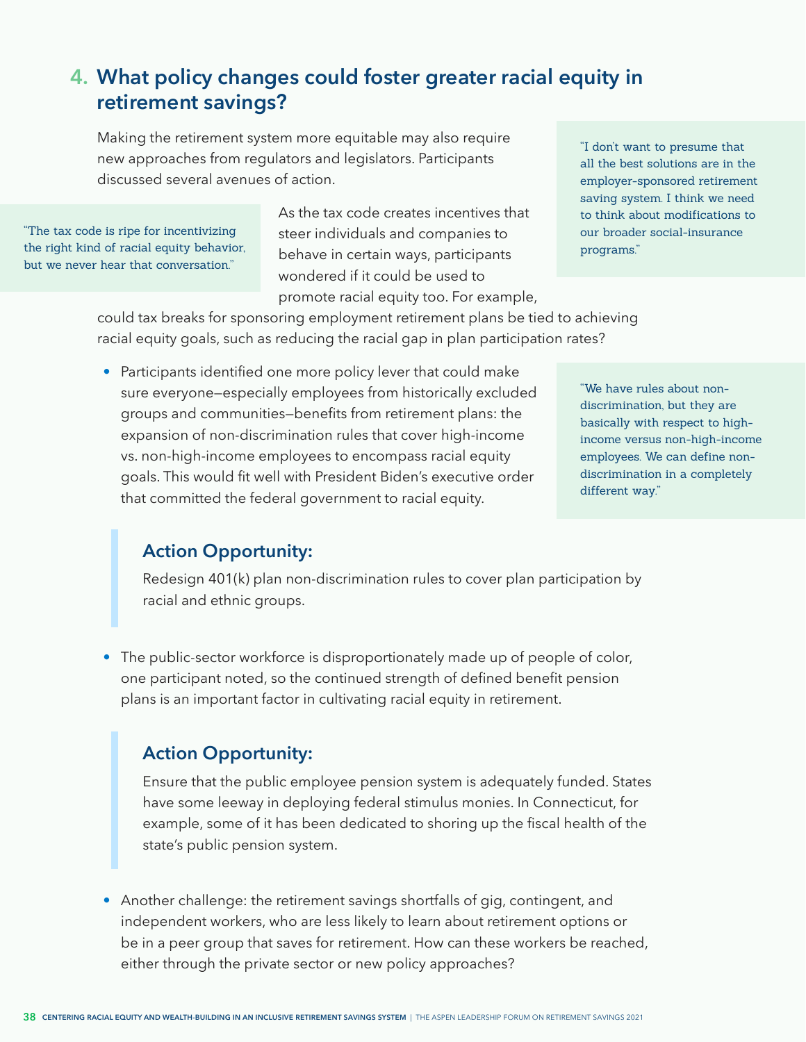## 4. What policy changes could foster greater racial equity in retirement savings?

Making the retirement system more equitable may also require new approaches from regulators and legislators. Participants discussed several avenues of action.

> "The tax code is ripe for incentivizing the right kind of racial equity behavior, but we never hear that conversation."

> "I don't want to presume that all the best solutions are in the employer-sponsored retirement saving system. I think we need to think about modifications to our broader social-insurance programs."

As the tax code creates incentives that steer individuals and companies to behave in certain ways, participants wondered if it could be used to promote racial equity too. For example, could tax breaks for sponsoring employment retirement plans be tied to achieving racial equity goals, such as reducing the racial gap in plan participation rates?

- Participants identified one more policy lever that could make sure everyone—especially employees from historically excluded groups and communities—benefits from retirement plans: the expansion of non-discrimination rules that cover high-income vs. non-high-income employees to encompass racial equity goals. This would fit well with President Biden's executive order that committed the federal government to racial equity.

> "We have rules about non-discrimination, but they are basically with respect to high-income versus non-high-income employees. We can define non-discrimination in a completely different way."

> ### Action Opportunity:
>
> Redesign 401(k) plan non-discrimination rules to cover plan participation by racial and ethnic groups.

- The public-sector workforce is disproportionately made up of people of color, one participant noted, so the continued strength of defined benefit pension plans is an important factor in cultivating racial equity in retirement.

> ### Action Opportunity:
>
> Ensure that the public employee pension system is adequately funded. States have some leeway in deploying federal stimulus monies. In Connecticut, for example, some of it has been dedicated to shoring up the fiscal health of the state's public pension system.

- Another challenge: the retirement savings shortfalls of gig, contingent, and independent workers, who are less likely to learn about retirement options or be in a peer group that saves for retirement. How can these workers be reached, either through the private sector or new policy approaches?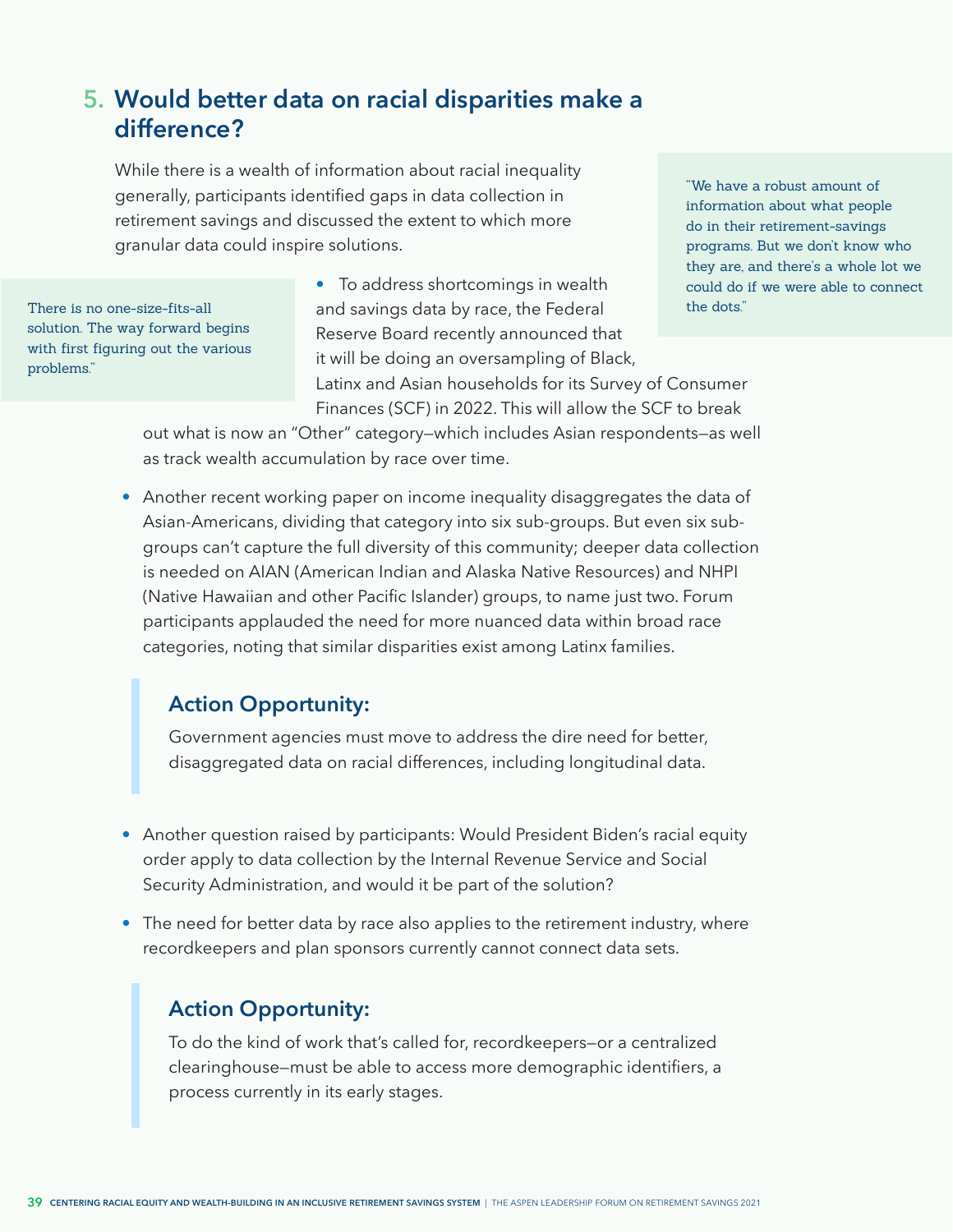## 5. Would better data on racial disparities make a difference?

While there is a wealth of information about racial inequality generally, participants identified gaps in data collection in retirement savings and discussed the extent to which more granular data could inspire solutions.

> "We have a robust amount of information about what people do in their retirement-savings programs. But we don't know who they are, and there's a whole lot we could do if we were able to connect the dots."

> There is no one-size-fits-all solution. The way forward begins with first figuring out the various problems."

- To address shortcomings in wealth and savings data by race, the Federal Reserve Board recently announced that it will be doing an oversampling of Black, Latinx and Asian households for its Survey of Consumer Finances (SCF) in 2022. This will allow the SCF to break out what is now an "Other" category—which includes Asian respondents—as well as track wealth accumulation by race over time.
- Another recent working paper on income inequality disaggregates the data of Asian-Americans, dividing that category into six sub-groups. But even six sub-groups can't capture the full diversity of this community; deeper data collection is needed on AIAN (American Indian and Alaska Native Resources) and NHPI (Native Hawaiian and other Pacific Islander) groups, to name just two. Forum participants applauded the need for more nuanced data within broad race categories, noting that similar disparities exist among Latinx families.

> ### Action Opportunity:
> Government agencies must move to address the dire need for better, disaggregated data on racial differences, including longitudinal data.

- Another question raised by participants: Would President Biden's racial equity order apply to data collection by the Internal Revenue Service and Social Security Administration, and would it be part of the solution?
- The need for better data by race also applies to the retirement industry, where recordkeepers and plan sponsors currently cannot connect data sets.

> ### Action Opportunity:
> To do the kind of work that's called for, recordkeepers—or a centralized clearinghouse—must be able to access more demographic identifiers, a process currently in its early stages.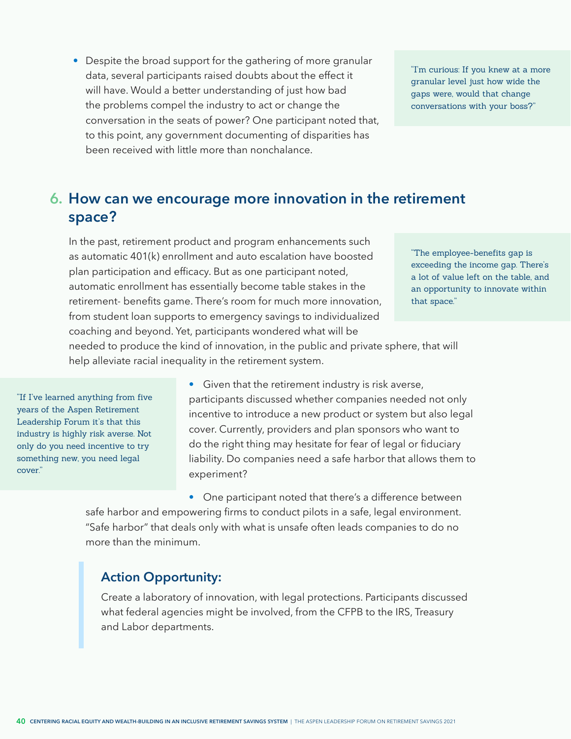- Despite the broad support for the gathering of more granular data, several participants raised doubts about the effect it will have. Would a better understanding of just how bad the problems compel the industry to act or change the conversation in the seats of power? One participant noted that, to this point, any government documenting of disparities has been received with little more than nonchalance.

> "I'm curious: If you knew at a more granular level just how wide the gaps were, would that change conversations with your boss?"

## 6. How can we encourage more innovation in the retirement space?

In the past, retirement product and program enhancements such as automatic 401(k) enrollment and auto escalation have boosted plan participation and efficacy. But as one participant noted, automatic enrollment has essentially become table stakes in the retirement- benefits game. There's room for much more innovation, from student loan supports to emergency savings to individualized coaching and beyond. Yet, participants wondered what will be needed to produce the kind of innovation, in the public and private sphere, that will help alleviate racial inequality in the retirement system.

> "The employee-benefits gap is exceeding the income gap. There's a lot of value left on the table, and an opportunity to innovate within that space."

> "If I've learned anything from five years of the Aspen Retirement Leadership Forum it's that this industry is highly risk averse. Not only do you need incentive to try something new, you need legal cover."

- Given that the retirement industry is risk averse, participants discussed whether companies needed not only incentive to introduce a new product or system but also legal cover. Currently, providers and plan sponsors who want to do the right thing may hesitate for fear of legal or fiduciary liability. Do companies need a safe harbor that allows them to experiment?

- One participant noted that there's a difference between safe harbor and empowering firms to conduct pilots in a safe, legal environment. "Safe harbor" that deals only with what is unsafe often leads companies to do no more than the minimum.

### Action Opportunity:

Create a laboratory of innovation, with legal protections. Participants discussed what federal agencies might be involved, from the CFPB to the IRS, Treasury and Labor departments.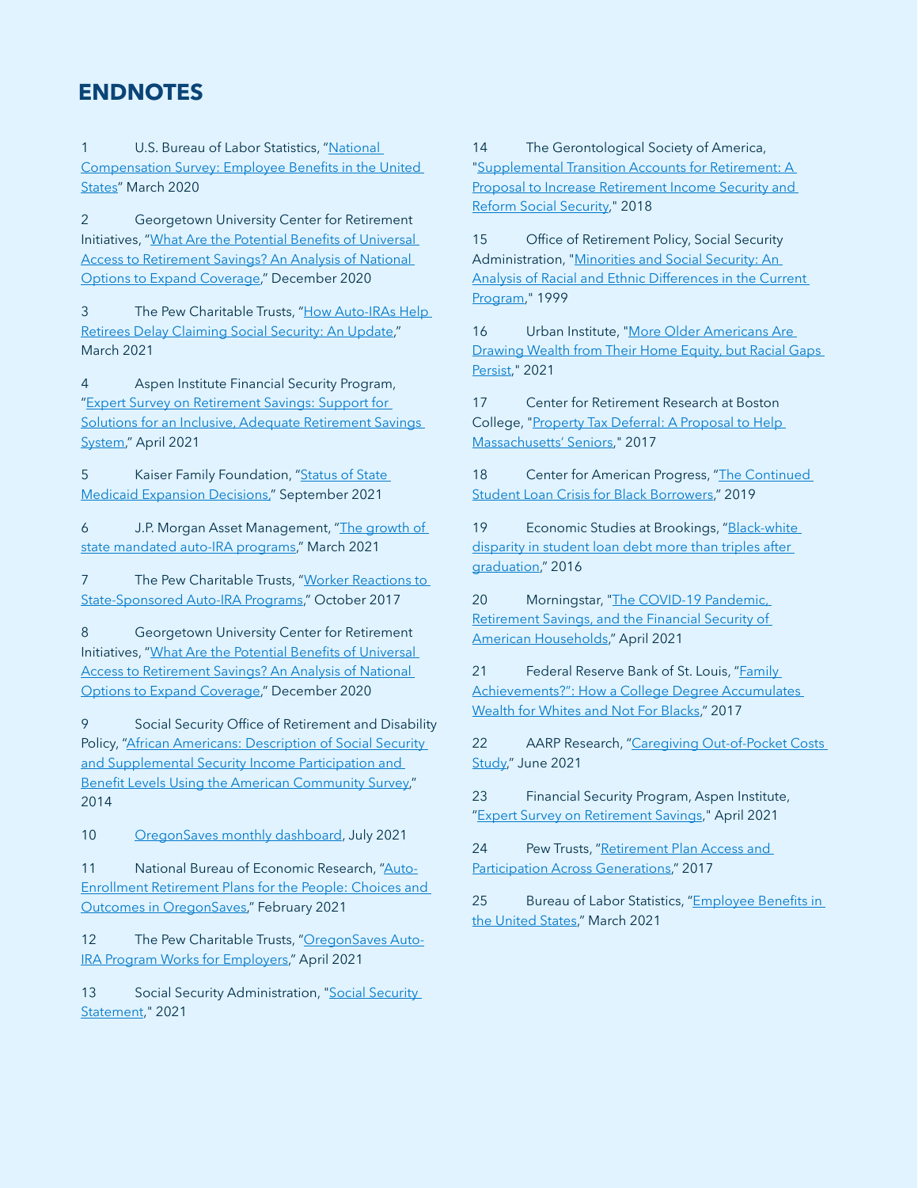## ENDNOTES

1 U.S. Bureau of Labor Statistics, "National Compensation Survey: Employee Benefits in the United States" March 2020

2 Georgetown University Center for Retirement Initiatives, "What Are the Potential Benefits of Universal Access to Retirement Savings? An Analysis of National Options to Expand Coverage," December 2020

3 The Pew Charitable Trusts, "How Auto-IRAs Help Retirees Delay Claiming Social Security: An Update," March 2021

4 Aspen Institute Financial Security Program, "Expert Survey on Retirement Savings: Support for Solutions for an Inclusive, Adequate Retirement Savings System," April 2021

5 Kaiser Family Foundation, "Status of State Medicaid Expansion Decisions," September 2021

6 J.P. Morgan Asset Management, "The growth of state mandated auto-IRA programs," March 2021

7 The Pew Charitable Trusts, "Worker Reactions to State-Sponsored Auto-IRA Programs," October 2017

8 Georgetown University Center for Retirement Initiatives, "What Are the Potential Benefits of Universal Access to Retirement Savings? An Analysis of National Options to Expand Coverage," December 2020

9 Social Security Office of Retirement and Disability Policy, "African Americans: Description of Social Security and Supplemental Security Income Participation and Benefit Levels Using the American Community Survey," 2014

10 OregonSaves monthly dashboard, July 2021

11 National Bureau of Economic Research, "Auto-Enrollment Retirement Plans for the People: Choices and Outcomes in OregonSaves," February 2021

12 The Pew Charitable Trusts, "OregonSaves Auto-IRA Program Works for Employers," April 2021

13 Social Security Administration, "Social Security Statement," 2021

14 The Gerontological Society of America, "Supplemental Transition Accounts for Retirement: A Proposal to Increase Retirement Income Security and Reform Social Security," 2018

15 Office of Retirement Policy, Social Security Administration, "Minorities and Social Security: An Analysis of Racial and Ethnic Differences in the Current Program," 1999

16 Urban Institute, "More Older Americans Are Drawing Wealth from Their Home Equity, but Racial Gaps Persist," 2021

17 Center for Retirement Research at Boston College, "Property Tax Deferral: A Proposal to Help Massachusetts' Seniors," 2017

18 Center for American Progress, "The Continued Student Loan Crisis for Black Borrowers," 2019

19 Economic Studies at Brookings, "Black-white disparity in student loan debt more than triples after graduation," 2016

20 Morningstar, "The COVID-19 Pandemic, Retirement Savings, and the Financial Security of American Households," April 2021

21 Federal Reserve Bank of St. Louis, "Family Achievements?": How a College Degree Accumulates Wealth for Whites and Not For Blacks," 2017

22 AARP Research, "Caregiving Out-of-Pocket Costs Study," June 2021

23 Financial Security Program, Aspen Institute, "Expert Survey on Retirement Savings," April 2021

24 Pew Trusts, "Retirement Plan Access and Participation Across Generations," 2017

25 Bureau of Labor Statistics, "Employee Benefits in the United States," March 2021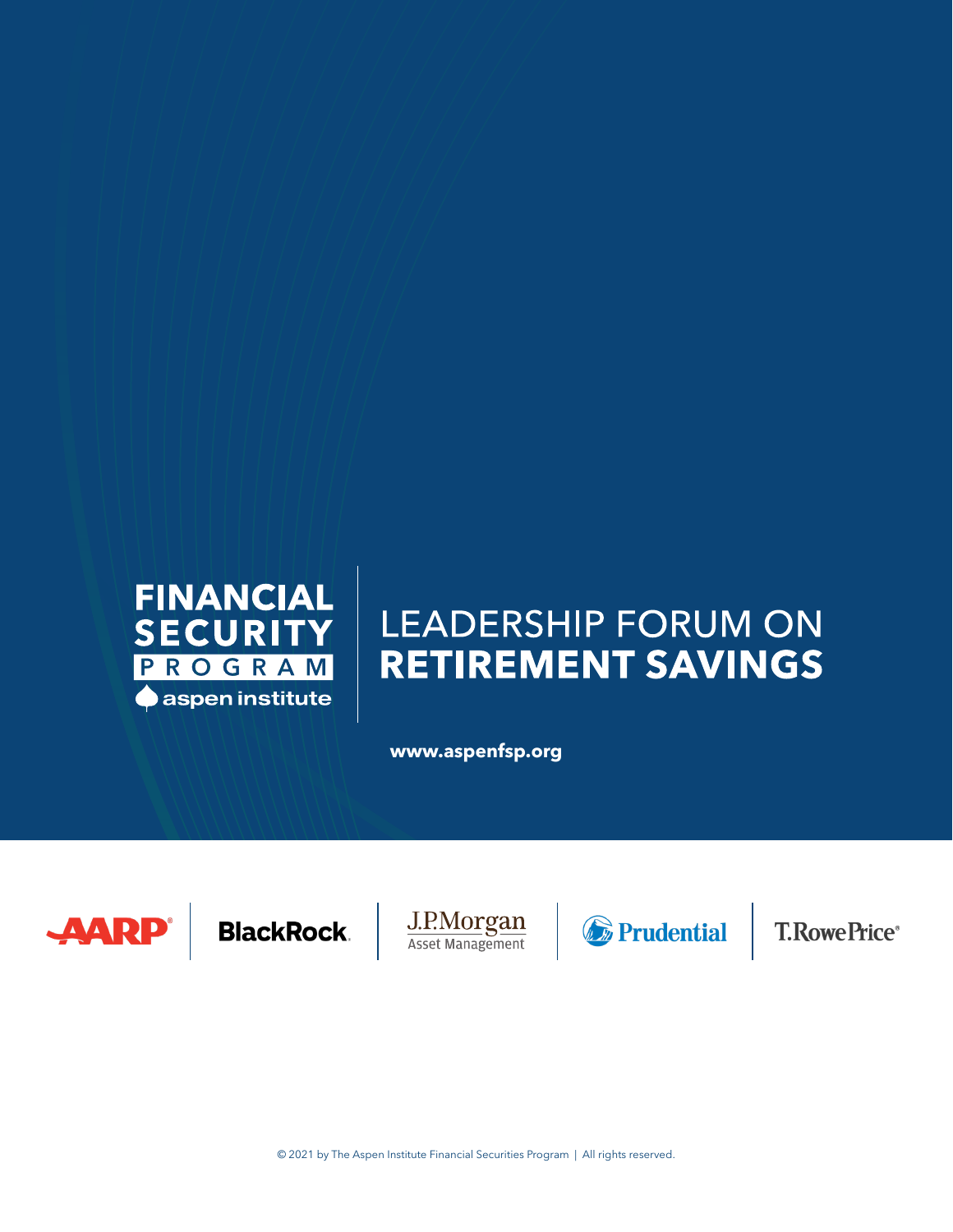FINANCIAL SECURITY PROGRAM

aspen institute

# LEADERSHIP FORUM ON **RETIREMENT SAVINGS**

**www.aspenfsp.org**

AARP | BlackRock | J.P.Morgan Asset Management | Prudential | T.RowePrice

© 2021 by The Aspen Institute Financial Securities Program | All rights reserved.